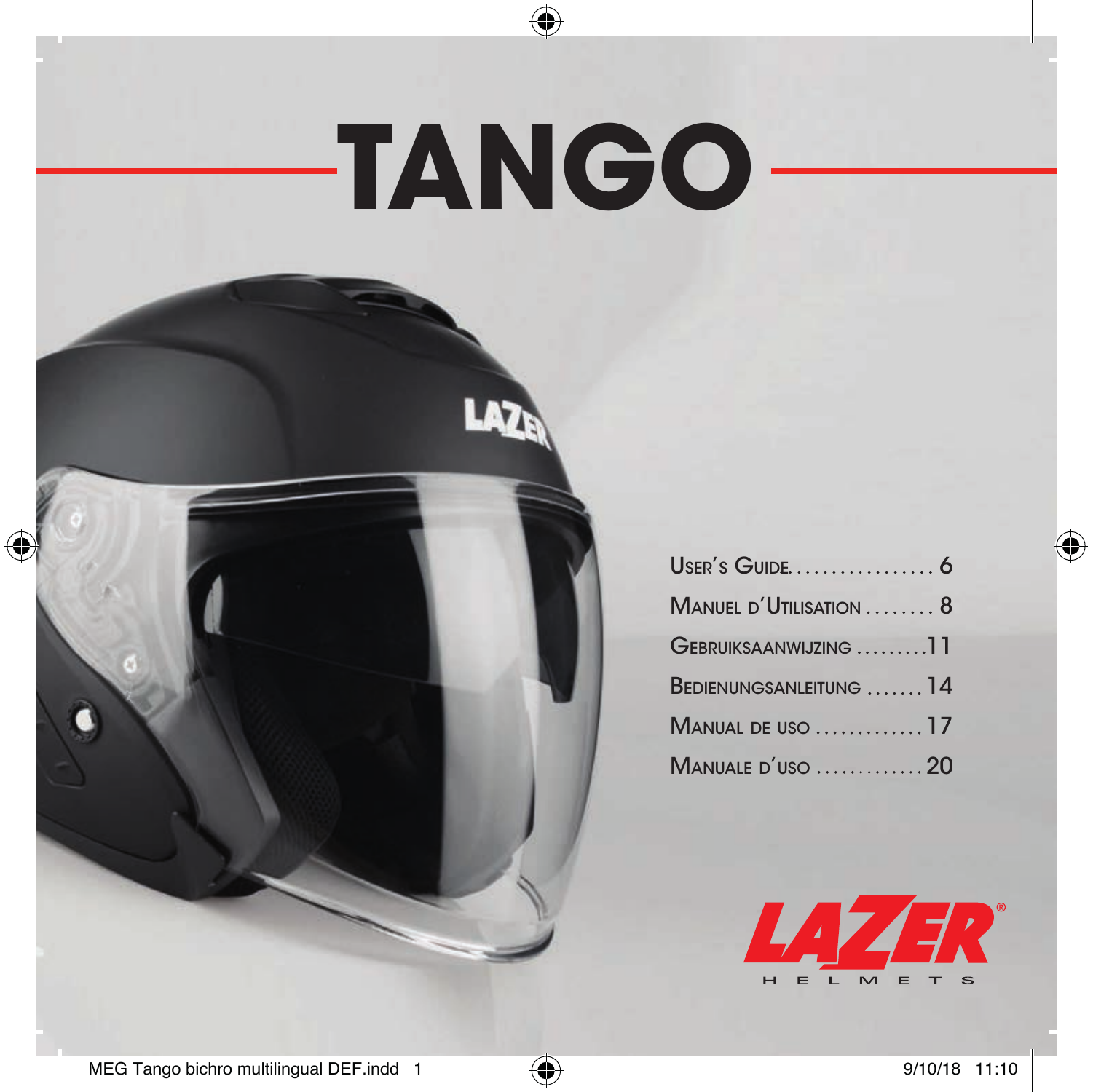# TANGO

| | |
|---|---|
| User's Guide | 6 |
| Manuel d'Utilisation | 8 |
| Gebruiksaanwijzing | 11 |
| Bedienungsanleitung | 14 |
| Manual de uso | 17 |
| Manuale d'uso | 20 |

LAZER® HELMETS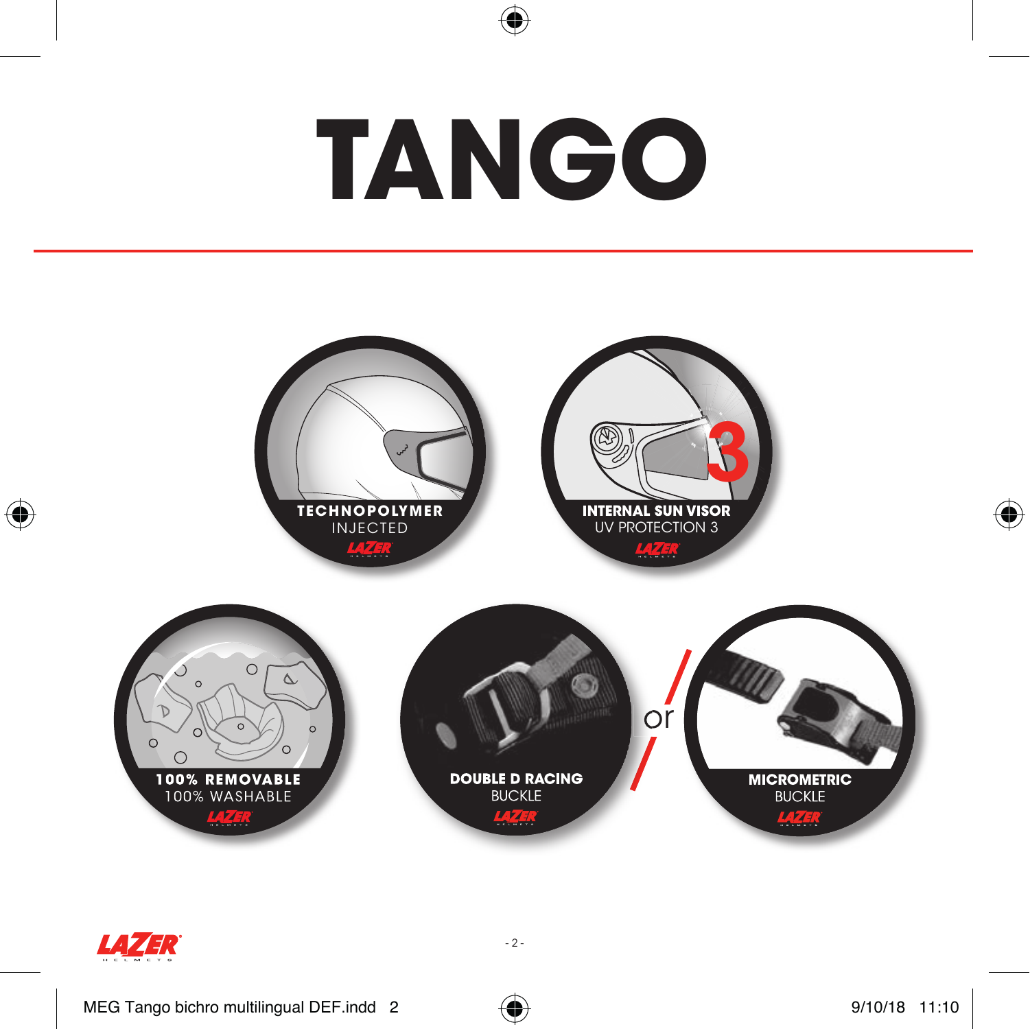# TANGO

**TECHNOPOLYMER**
INJECTED

**INTERNAL SUN VISOR**
UV PROTECTION 3

**100% REMOVABLE**
100% WASHABLE

**DOUBLE D RACING**
BUCKLE

or

**MICROMETRIC**
BUCKLE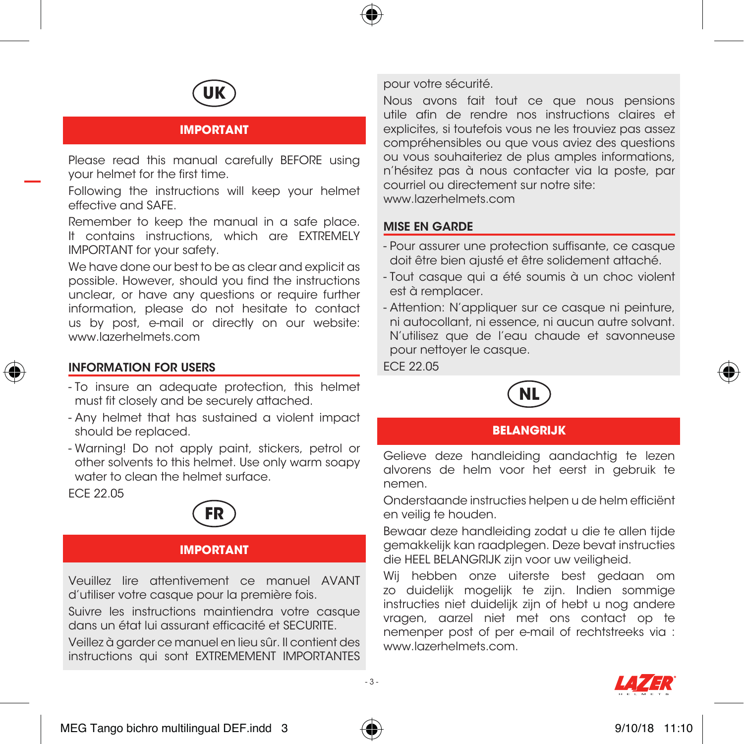## UK

### IMPORTANT

Please read this manual carefully BEFORE using your helmet for the first time.

Following the instructions will keep your helmet effective and SAFE.

Remember to keep the manual in a safe place. It contains instructions, which are EXTREMELY IMPORTANT for your safety.

We have done our best to be as clear and explicit as possible. However, should you find the instructions unclear, or have any questions or require further information, please do not hesitate to contact us by post, e-mail or directly on our website: www.lazerhelmets.com

### INFORMATION FOR USERS

- To insure an adequate protection, this helmet must fit closely and be securely attached.
- Any helmet that has sustained a violent impact should be replaced.
- Warning! Do not apply paint, stickers, petrol or other solvents to this helmet. Use only warm soapy water to clean the helmet surface.

ECE 22.05

## FR

### IMPORTANT

Veuillez lire attentivement ce manuel AVANT d'utiliser votre casque pour la première fois.

Suivre les instructions maintiendra votre casque dans un état lui assurant efficacité et SECURITE.

Veillez à garder ce manuel en lieu sûr. Il contient des instructions qui sont EXTREMEMENT IMPORTANTES pour votre sécurité.

Nous avons fait tout ce que nous pensions utile afin de rendre nos instructions claires et explicites, si toutefois vous ne les trouviez pas assez compréhensibles ou que vous aviez des questions ou vous souhaiteriez de plus amples informations, n'hésitez pas à nous contacter via la poste, par courriel ou directement sur notre site: www.lazerhelmets.com

### MISE EN GARDE

- Pour assurer une protection suffisante, ce casque doit être bien ajusté et être solidement attaché.
- Tout casque qui a été soumis à un choc violent est à remplacer.
- Attention: N'appliquer sur ce casque ni peinture, ni autocollant, ni essence, ni aucun autre solvant. N'utilisez que de l'eau chaude et savonneuse pour nettoyer le casque.

ECE 22.05

## NL

### BELANGRIJK

Gelieve deze handleiding aandachtig te lezen alvorens de helm voor het eerst in gebruik te nemen.

Onderstaande instructies helpen u de helm efficiënt en veilig te houden.

Bewaar deze handleiding zodat u die te allen tijde gemakkelijk kan raadplegen. Deze bevat instructies die HEEL BELANGRIJK zijn voor uw veiligheid.

Wij hebben onze uiterste best gedaan om zo duidelijk mogelijk te zijn. Indien sommige instructies niet duidelijk zijn of hebt u nog andere vragen, aarzel niet met ons contact op te nemenper post of per e-mail of rechtstreeks via : www.lazerhelmets.com.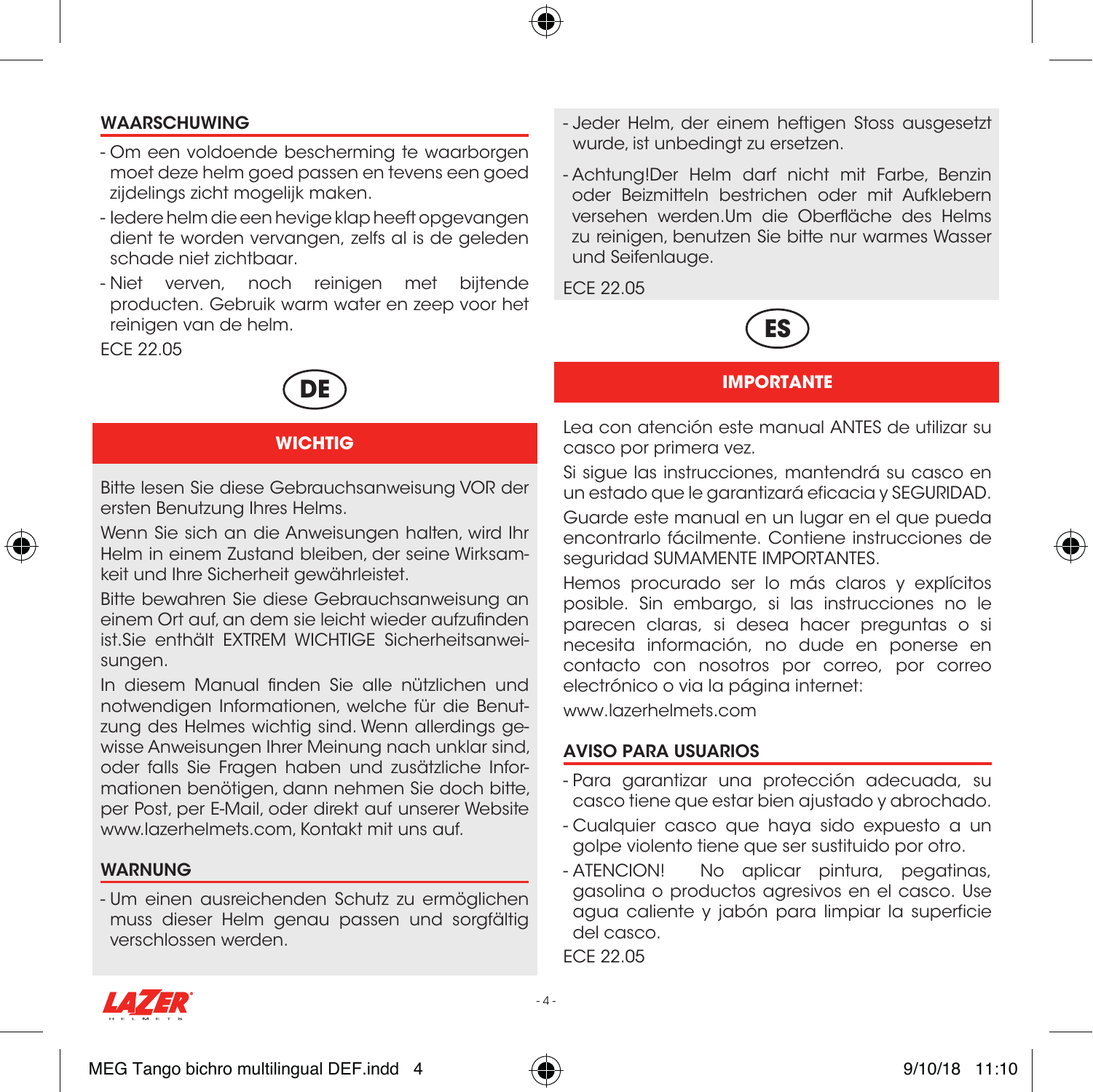### WAARSCHUWING

- Om een voldoende bescherming te waarborgen moet deze helm goed passen en tevens een goed zijdelings zicht mogelijk maken.
- Iedere helm die een hevige klap heeft opgevangen dient te worden vervangen, zelfs al is de geleden schade niet zichtbaar.
- Niet verven, noch reinigen met bijtende producten. Gebruik warm water en zeep voor het reinigen van de helm.

ECE 22.05

## DE

### WICHTIG

Bitte lesen Sie diese Gebrauchsanweisung VOR der ersten Benutzung Ihres Helms.

Wenn Sie sich an die Anweisungen halten, wird Ihr Helm in einem Zustand bleiben, der seine Wirksamkeit und Ihre Sicherheit gewährleistet.

Bitte bewahren Sie diese Gebrauchsanweisung an einem Ort auf, an dem sie leicht wieder aufzufinden ist.Sie enthält EXTREM WICHTIGE Sicherheitsanweisungen.

In diesem Manual finden Sie alle nützlichen und notwendigen Informationen, welche für die Benutzung des Helmes wichtig sind. Wenn allerdings gewisse Anweisungen Ihrer Meinung nach unklar sind, oder falls Sie Fragen haben und zusätzliche Informationen benötigen, dann nehmen Sie doch bitte, per Post, per E-Mail, oder direkt auf unserer Website www.lazerhelmets.com, Kontakt mit uns auf.

### WARNUNG

- Um einen ausreichenden Schutz zu ermöglichen muss dieser Helm genau passen und sorgfältig verschlossen werden.
- Jeder Helm, der einem heftigen Stoss ausgesetzt wurde, ist unbedingt zu ersetzen.
- Achtung!Der Helm darf nicht mit Farbe, Benzin oder Beizmitteln bestrichen oder mit Aufklebern versehen werden.Um die Oberfläche des Helms zu reinigen, benutzen Sie bitte nur warmes Wasser und Seifenlauge.

ECE 22.05

## ES

### IMPORTANTE

Lea con atención este manual ANTES de utilizar su casco por primera vez.

Si sigue las instrucciones, mantendrá su casco en un estado que le garantizará eficacia y SEGURIDAD.

Guarde este manual en un lugar en el que pueda encontrarlo fácilmente. Contiene instrucciones de seguridad SUMAMENTE IMPORTANTES.

Hemos procurado ser lo más claros y explícitos posible. Sin embargo, si las instrucciones no le parecen claras, si desea hacer preguntas o si necesita información, no dude en ponerse en contacto con nosotros por correo, por correo electrónico o via la página internet:

www.lazerhelmets.com

### AVISO PARA USUARIOS

- Para garantizar una protección adecuada, su casco tiene que estar bien ajustado y abrochado.
- Cualquier casco que haya sido expuesto a un golpe violento tiene que ser sustituido por otro.
- ATENCION! No aplicar pintura, pegatinas, gasolina o productos agresivos en el casco. Use agua caliente y jabón para limpiar la superficie del casco.

ECE 22.05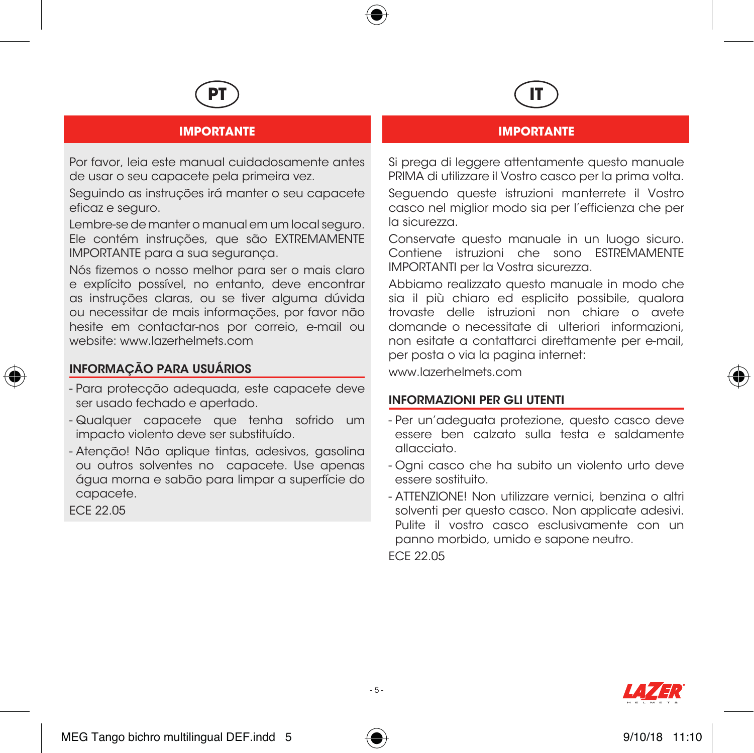# PT

## IMPORTANTE

Por favor, leia este manual cuidadosamente antes de usar o seu capacete pela primeira vez.

Seguindo as instruções irá manter o seu capacete eficaz e seguro.

Lembre-se de manter o manual em um local seguro. Ele contém instruções, que são EXTREMAMENTE IMPORTANTE para a sua segurança.

Nós fizemos o nosso melhor para ser o mais claro e explícito possível, no entanto, deve encontrar as instruções claras, ou se tiver alguma dúvida ou necessitar de mais informações, por favor não hesite em contactar-nos por correio, e-mail ou website: www.lazerhelmets.com

### INFORMAÇÃO PARA USUÁRIOS

- Para protecção adequada, este capacete deve ser usado fechado e apertado.
- Qualquer capacete que tenha sofrido um impacto violento deve ser substituído.
- Atenção! Não aplique tintas, adesivos, gasolina ou outros solventes no capacete. Use apenas água morna e sabão para limpar a superfície do capacete.

ECE 22.05

# IT

## IMPORTANTE

Si prega di leggere attentamente questo manuale PRIMA di utilizzare il Vostro casco per la prima volta.

Seguendo queste istruzioni manterrete il Vostro casco nel miglior modo sia per l'efficienza che per la sicurezza.

Conservate questo manuale in un luogo sicuro. Contiene istruzioni che sono ESTREMAMENTE IMPORTANTI per la Vostra sicurezza.

Abbiamo realizzato questo manuale in modo che sia il più chiaro ed esplicito possibile, qualora trovaste delle istruzioni non chiare o avete domande o necessitate di ulteriori informazioni, non esitate a contattarci direttamente per e-mail, per posta o via la pagina internet:

www.lazerhelmets.com

### INFORMAZIONI PER GLI UTENTI

- Per un'adeguata protezione, questo casco deve essere ben calzato sulla testa e saldamente allacciato.
- Ogni casco che ha subito un violento urto deve essere sostituito.
- ATTENZIONE! Non utilizzare vernici, benzina o altri solventi per questo casco. Non applicate adesivi. Pulite il vostro casco esclusivamente con un panno morbido, umido e sapone neutro.

ECE 22.05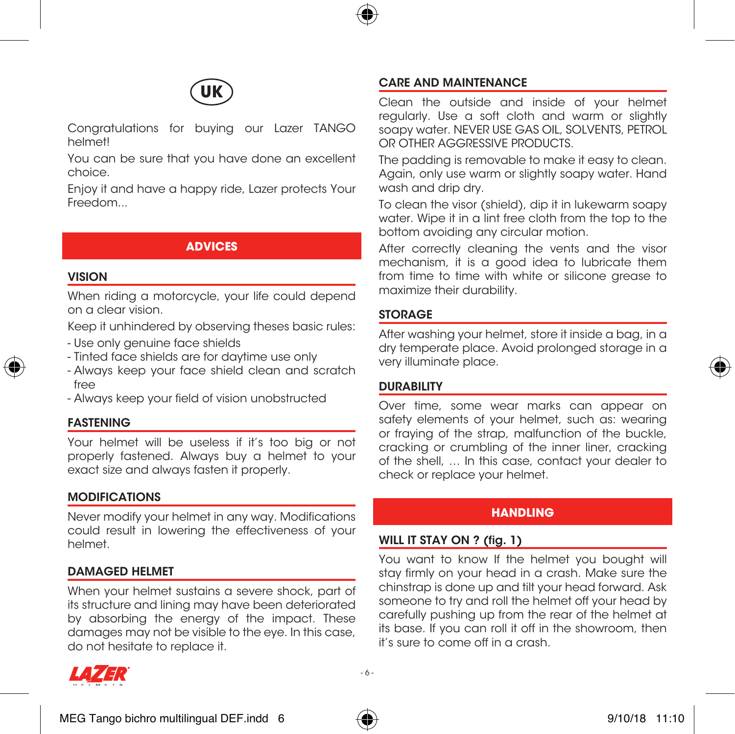**UK**

Congratulations for buying our Lazer TANGO helmet!

You can be sure that you have done an excellent choice.

Enjoy it and have a happy ride, Lazer protects Your Freedom...

## ADVICES

### VISION

When riding a motorcycle, your life could depend on a clear vision.

Keep it unhindered by observing theses basic rules:

- Use only genuine face shields
- Tinted face shields are for daytime use only
- Always keep your face shield clean and scratch free
- Always keep your field of vision unobstructed

### FASTENING

Your helmet will be useless if it's too big or not properly fastened. Always buy a helmet to your exact size and always fasten it properly.

### MODIFICATIONS

Never modify your helmet in any way. Modifications could result in lowering the effectiveness of your helmet.

### DAMAGED HELMET

When your helmet sustains a severe shock, part of its structure and lining may have been deteriorated by absorbing the energy of the impact. These damages may not be visible to the eye. In this case, do not hesitate to replace it.

### CARE AND MAINTENANCE

Clean the outside and inside of your helmet regularly. Use a soft cloth and warm or slightly soapy water. NEVER USE GAS OIL, SOLVENTS, PETROL OR OTHER AGGRESSIVE PRODUCTS.

The padding is removable to make it easy to clean. Again, only use warm or slightly soapy water. Hand wash and drip dry.

To clean the visor (shield), dip it in lukewarm soapy water. Wipe it in a lint free cloth from the top to the bottom avoiding any circular motion.

After correctly cleaning the vents and the visor mechanism, it is a good idea to lubricate them from time to time with white or silicone grease to maximize their durability.

### STORAGE

After washing your helmet, store it inside a bag, in a dry temperate place. Avoid prolonged storage in a very illuminate place.

### DURABILITY

Over time, some wear marks can appear on safety elements of your helmet, such as: wearing or fraying of the strap, malfunction of the buckle, cracking or crumbling of the inner liner, cracking of the shell, … In this case, contact your dealer to check or replace your helmet.

## HANDLING

### WILL IT STAY ON ? (fig. 1)

You want to know If the helmet you bought will stay firmly on your head in a crash. Make sure the chinstrap is done up and tilt your head forward. Ask someone to try and roll the helmet off your head by carefully pushing up from the rear of the helmet at its base. If you can roll it off in the showroom, then it's sure to come off in a crash.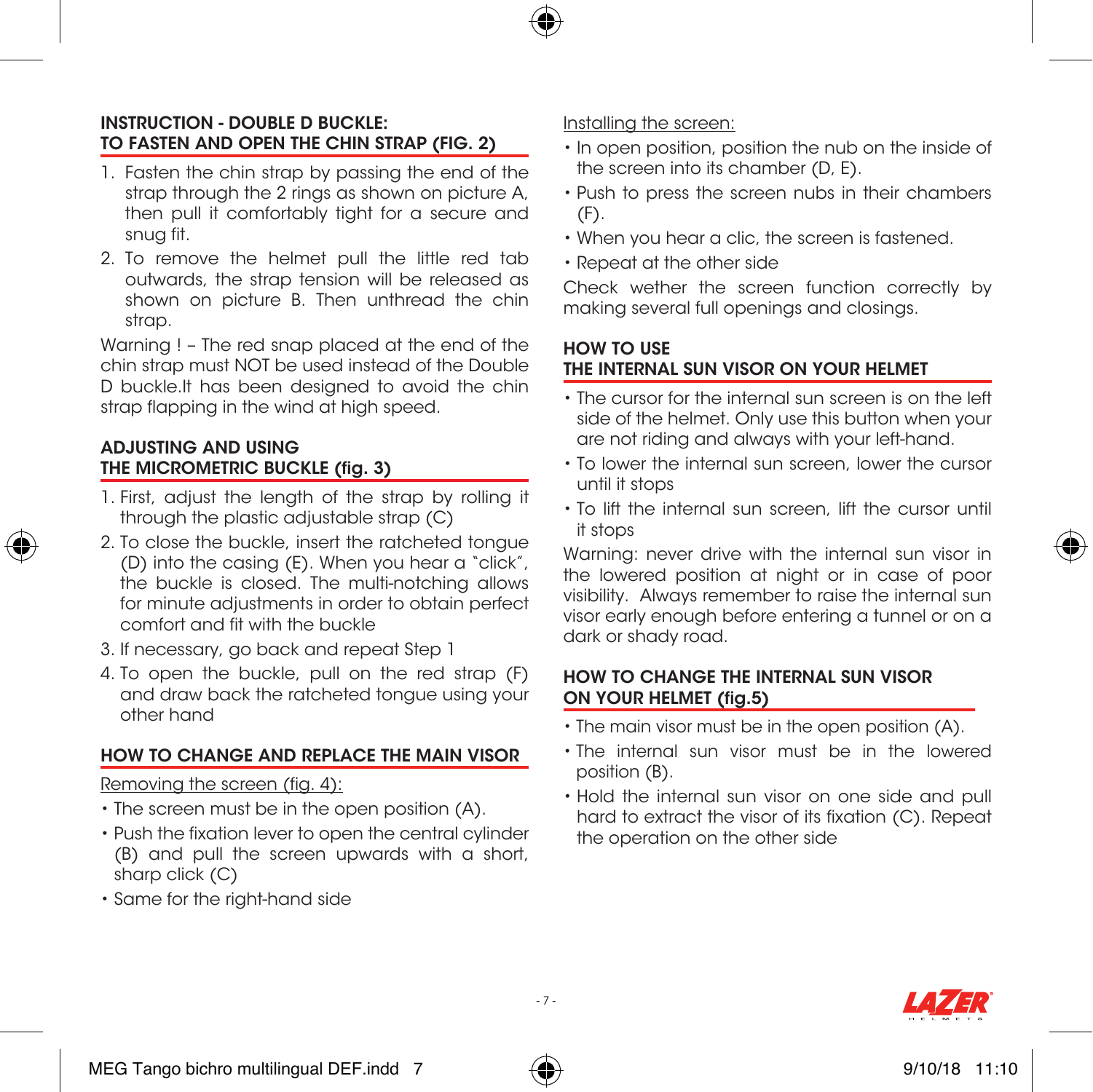## INSTRUCTION - DOUBLE D BUCKLE: TO FASTEN AND OPEN THE CHIN STRAP (FIG. 2)

1. Fasten the chin strap by passing the end of the strap through the 2 rings as shown on picture A, then pull it comfortably tight for a secure and snug fit.
2. To remove the helmet pull the little red tab outwards, the strap tension will be released as shown on picture B. Then unthread the chin strap.

Warning ! – The red snap placed at the end of the chin strap must NOT be used instead of the Double D buckle.It has been designed to avoid the chin strap flapping in the wind at high speed.

## ADJUSTING AND USING THE MICROMETRIC BUCKLE (fig. 3)

1. First, adjust the length of the strap by rolling it through the plastic adjustable strap (C)
2. To close the buckle, insert the ratcheted tongue (D) into the casing (E). When you hear a "click", the buckle is closed. The multi-notching allows for minute adjustments in order to obtain perfect comfort and fit with the buckle
3. If necessary, go back and repeat Step 1
4. To open the buckle, pull on the red strap (F) and draw back the ratcheted tongue using your other hand

## HOW TO CHANGE AND REPLACE THE MAIN VISOR

Removing the screen (fig. 4):

- The screen must be in the open position (A).
- Push the fixation lever to open the central cylinder (B) and pull the screen upwards with a short, sharp click (C)
- Same for the right-hand side

Installing the screen:

- In open position, position the nub on the inside of the screen into its chamber (D, E).
- Push to press the screen nubs in their chambers (F).
- When you hear a clic, the screen is fastened.
- Repeat at the other side

Check wether the screen function correctly by making several full openings and closings.

## HOW TO USE THE INTERNAL SUN VISOR ON YOUR HELMET

- The cursor for the internal sun screen is on the left side of the helmet. Only use this button when your are not riding and always with your left-hand.
- To lower the internal sun screen, lower the cursor until it stops
- To lift the internal sun screen, lift the cursor until it stops

Warning: never drive with the internal sun visor in the lowered position at night or in case of poor visibility. Always remember to raise the internal sun visor early enough before entering a tunnel or on a dark or shady road.

## HOW TO CHANGE THE INTERNAL SUN VISOR ON YOUR HELMET (fig.5)

- The main visor must be in the open position (A).
- The internal sun visor must be in the lowered position (B).
- Hold the internal sun visor on one side and pull hard to extract the visor of its fixation (C). Repeat the operation on the other side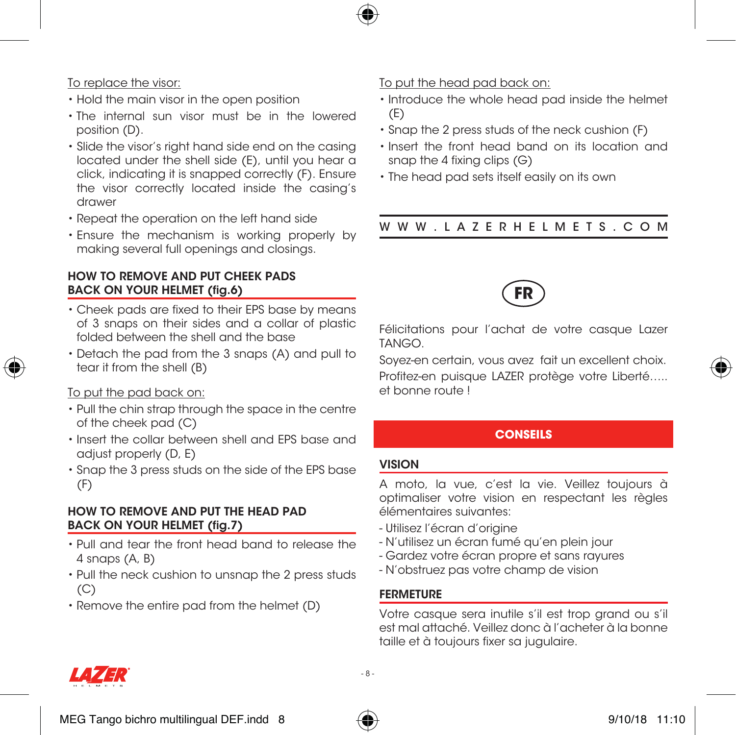To replace the visor:

- Hold the main visor in the open position
- The internal sun visor must be in the lowered position (D).
- Slide the visor's right hand side end on the casing located under the shell side (E), until you hear a click, indicating it is snapped correctly (F). Ensure the visor correctly located inside the casing's drawer
- Repeat the operation on the left hand side
- Ensure the mechanism is working properly by making several full openings and closings.

## HOW TO REMOVE AND PUT CHEEK PADS BACK ON YOUR HELMET (fig.6)

- Cheek pads are fixed to their EPS base by means of 3 snaps on their sides and a collar of plastic folded between the shell and the base
- Detach the pad from the 3 snaps (A) and pull to tear it from the shell (B)

To put the pad back on:

- Pull the chin strap through the space in the centre of the cheek pad (C)
- Insert the collar between shell and EPS base and adjust properly (D, E)
- Snap the 3 press studs on the side of the EPS base (F)

## HOW TO REMOVE AND PUT THE HEAD PAD BACK ON YOUR HELMET (fig.7)

- Pull and tear the front head band to release the 4 snaps (A, B)
- Pull the neck cushion to unsnap the 2 press studs (C)
- Remove the entire pad from the helmet (D)

To put the head pad back on:

- Introduce the whole head pad inside the helmet (E)
- Snap the 2 press studs of the neck cushion (F)
- Insert the front head band on its location and snap the 4 fixing clips (G)
- The head pad sets itself easily on its own

WWW.LAZERHELMETS.COM

# FR

Félicitations pour l'achat de votre casque Lazer TANGO.

Soyez-en certain, vous avez fait un excellent choix.

Profitez-en puisque LAZER protège votre Liberté….. et bonne route !

## CONSEILS

### VISION

A moto, la vue, c'est la vie. Veillez toujours à optimaliser votre vision en respectant les règles élémentaires suivantes:

- Utilisez l'écran d'origine
- N'utilisez un écran fumé qu'en plein jour
- Gardez votre écran propre et sans rayures
- N'obstruez pas votre champ de vision

### FERMETURE

Votre casque sera inutile s'il est trop grand ou s'il est mal attaché. Veillez donc à l'acheter à la bonne taille et à toujours fixer sa jugulaire.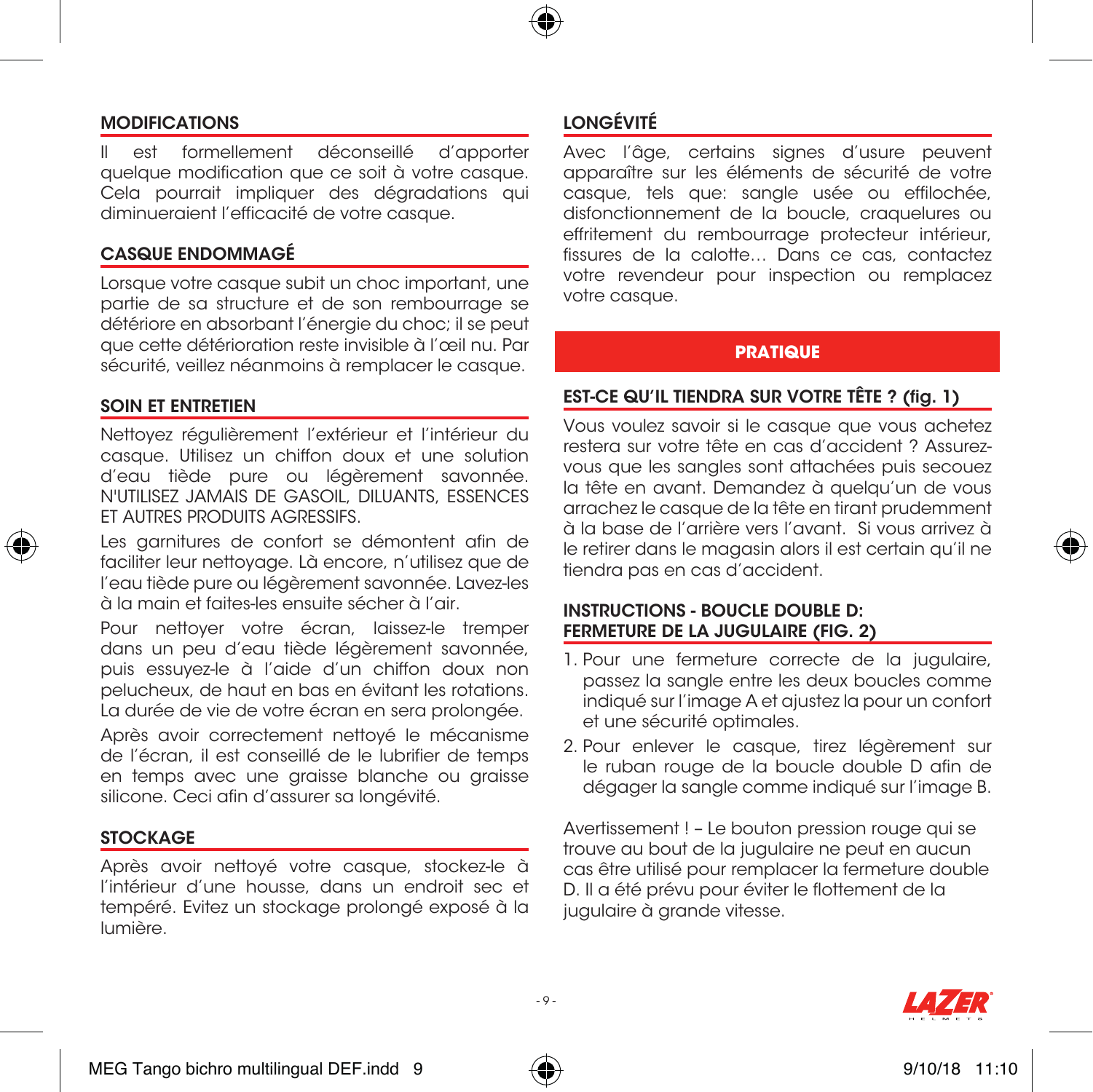## MODIFICATIONS

Il est formellement déconseillé d'apporter quelque modification que ce soit à votre casque. Cela pourrait impliquer des dégradations qui diminueraient l'efficacité de votre casque.

## CASQUE ENDOMMAGÉ

Lorsque votre casque subit un choc important, une partie de sa structure et de son rembourrage se détériore en absorbant l'énergie du choc; il se peut que cette détérioration reste invisible à l'œil nu. Par sécurité, veillez néanmoins à remplacer le casque.

## SOIN ET ENTRETIEN

Nettoyez régulièrement l'extérieur et l'intérieur du casque. Utilisez un chiffon doux et une solution d'eau tiède pure ou légèrement savonnée. N'UTILISEZ JAMAIS DE GASOIL, DILUANTS, ESSENCES ET AUTRES PRODUITS AGRESSIFS.

Les garnitures de confort se démontent afin de faciliter leur nettoyage. Là encore, n'utilisez que de l'eau tiède pure ou légèrement savonnée. Lavez-les à la main et faites-les ensuite sécher à l'air.

Pour nettoyer votre écran, laissez-le tremper dans un peu d'eau tiède légèrement savonnée, puis essuyez-le à l'aide d'un chiffon doux non pelucheux, de haut en bas en évitant les rotations. La durée de vie de votre écran en sera prolongée.

Après avoir correctement nettoyé le mécanisme de l'écran, il est conseillé de le lubrifier de temps en temps avec une graisse blanche ou graisse silicone. Ceci afin d'assurer sa longévité.

## STOCKAGE

Après avoir nettoyé votre casque, stockez-le à l'intérieur d'une housse, dans un endroit sec et tempéré. Evitez un stockage prolongé exposé à la lumière.

## LONGÉVITÉ

Avec l'âge, certains signes d'usure peuvent apparaître sur les éléments de sécurité de votre casque, tels que: sangle usée ou effilochée, disfonctionnement de la boucle, craquelures ou effritement du rembourrage protecteur intérieur, fissures de la calotte… Dans ce cas, contactez votre revendeur pour inspection ou remplacez votre casque.

# PRATIQUE

## EST-CE QU'IL TIENDRA SUR VOTRE TÊTE ? (fig. 1)

Vous voulez savoir si le casque que vous achetez restera sur votre tête en cas d'accident ? Assurez-vous que les sangles sont attachées puis secouez la tête en avant. Demandez à quelqu'un de vous arrachez le casque de la tête en tirant prudemment à la base de l'arrière vers l'avant. Si vous arrivez à le retirer dans le magasin alors il est certain qu'il ne tiendra pas en cas d'accident.

## INSTRUCTIONS - BOUCLE DOUBLE D: FERMETURE DE LA JUGULAIRE (FIG. 2)

1. Pour une fermeture correcte de la jugulaire, passez la sangle entre les deux boucles comme indiqué sur l'image A et ajustez la pour un confort et une sécurité optimales.
2. Pour enlever le casque, tirez légèrement sur le ruban rouge de la boucle double D afin de dégager la sangle comme indiqué sur l'image B.

Avertissement ! – Le bouton pression rouge qui se trouve au bout de la jugulaire ne peut en aucun cas être utilisé pour remplacer la fermeture double D. Il a été prévu pour éviter le flottement de la jugulaire à grande vitesse.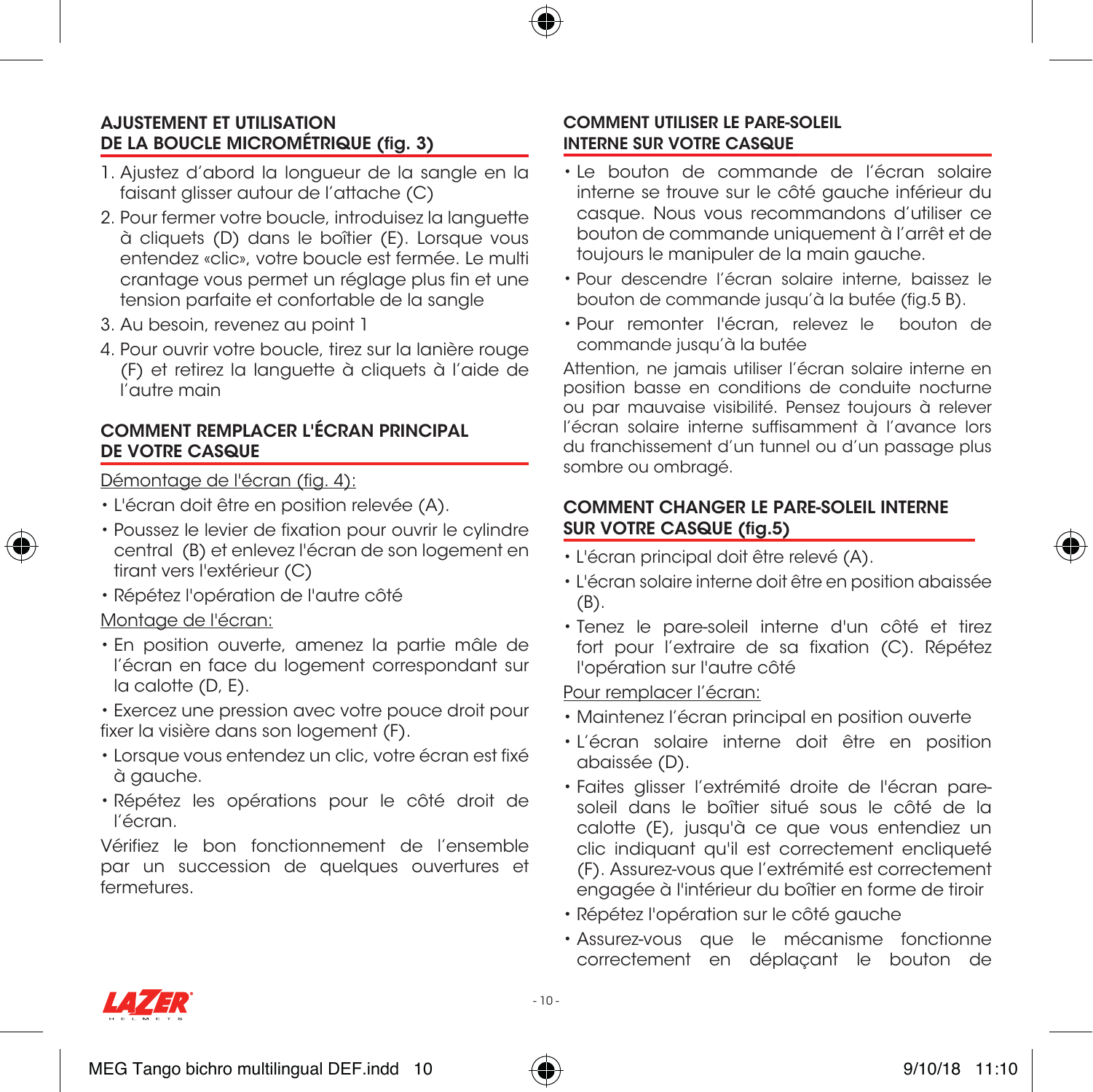## AJUSTEMENT ET UTILISATION DE LA BOUCLE MICROMÉTRIQUE (fig. 3)

1. Ajustez d'abord la longueur de la sangle en la faisant glisser autour de l'attache (C)
2. Pour fermer votre boucle, introduisez la languette à cliquets (D) dans le boîtier (E). Lorsque vous entendez «clic», votre boucle est fermée. Le multi crantage vous permet un réglage plus fin et une tension parfaite et confortable de la sangle
3. Au besoin, revenez au point 1
4. Pour ouvrir votre boucle, tirez sur la lanière rouge (F) et retirez la languette à cliquets à l'aide de l'autre main

## COMMENT REMPLACER L'ÉCRAN PRINCIPAL DE VOTRE CASQUE

Démontage de l'écran (fig. 4):

- L'écran doit être en position relevée (A).
- Poussez le levier de fixation pour ouvrir le cylindre central (B) et enlevez l'écran de son logement en tirant vers l'extérieur (C)
- Répétez l'opération de l'autre côté

Montage de l'écran:

- En position ouverte, amenez la partie mâle de l'écran en face du logement correspondant sur la calotte (D, E).
- Exercez une pression avec votre pouce droit pour fixer la visière dans son logement (F).
- Lorsque vous entendez un clic, votre écran est fixé à gauche.
- Répétez les opérations pour le côté droit de l'écran.

Vérifiez le bon fonctionnement de l'ensemble par un succession de quelques ouvertures et fermetures.

## COMMENT UTILISER LE PARE-SOLEIL INTERNE SUR VOTRE CASQUE

- Le bouton de commande de l'écran solaire interne se trouve sur le côté gauche inférieur du casque. Nous vous recommandons d'utiliser ce bouton de commande uniquement à l'arrêt et de toujours le manipuler de la main gauche.
- Pour descendre l'écran solaire interne, baissez le bouton de commande jusqu'à la butée (fig.5 B).
- Pour remonter l'écran, relevez le bouton de commande jusqu'à la butée

Attention, ne jamais utiliser l'écran solaire interne en position basse en conditions de conduite nocturne ou par mauvaise visibilité. Pensez toujours à relever l'écran solaire interne suffisamment à l'avance lors du franchissement d'un tunnel ou d'un passage plus sombre ou ombragé.

## COMMENT CHANGER LE PARE-SOLEIL INTERNE SUR VOTRE CASQUE (fig.5)

- L'écran principal doit être relevé (A).
- L'écran solaire interne doit être en position abaissée (B).
- Tenez le pare-soleil interne d'un côté et tirez fort pour l'extraire de sa fixation (C). Répétez l'opération sur l'autre côté

Pour remplacer l'écran:

- Maintenez l'écran principal en position ouverte
- L'écran solaire interne doit être en position abaissée (D).
- Faites glisser l'extrémité droite de l'écran pare-soleil dans le boîtier situé sous le côté de la calotte (E), jusqu'à ce que vous entendiez un clic indiquant qu'il est correctement encliqueté (F). Assurez-vous que l'extrémité est correctement engagée à l'intérieur du boîtier en forme de tiroir
- Répétez l'opération sur le côté gauche
- Assurez-vous que le mécanisme fonctionne correctement en déplaçant le bouton de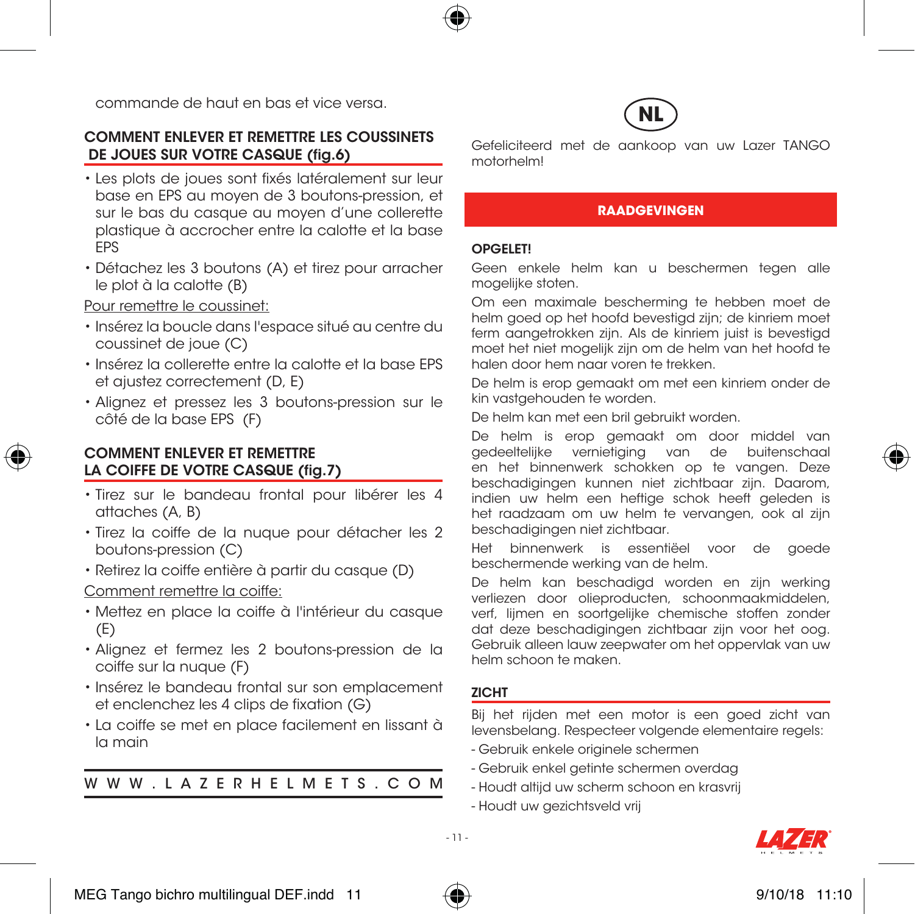commande de haut en bas et vice versa.

## COMMENT ENLEVER ET REMETTRE LES COUSSINETS DE JOUES SUR VOTRE CASQUE (fig.6)

- Les plots de joues sont fixés latéralement sur leur base en EPS au moyen de 3 boutons-pression, et sur le bas du casque au moyen d'une collerette plastique à accrocher entre la calotte et la base EPS
- Détachez les 3 boutons (A) et tirez pour arracher le plot à la calotte (B)

Pour remettre le coussinet:

- Insérez la boucle dans l'espace situé au centre du coussinet de joue (C)
- Insérez la collerette entre la calotte et la base EPS et ajustez correctement (D, E)
- Alignez et pressez les 3 boutons-pression sur le côté de la base EPS (F)

## COMMENT ENLEVER ET REMETTRE LA COIFFE DE VOTRE CASQUE (fig.7)

- Tirez sur le bandeau frontal pour libérer les 4 attaches (A, B)
- Tirez la coiffe de la nuque pour détacher les 2 boutons-pression (C)
- Retirez la coiffe entière à partir du casque (D)

Comment remettre la coiffe:

- Mettez en place la coiffe à l'intérieur du casque (E)
- Alignez et fermez les 2 boutons-pression de la coiffe sur la nuque (F)
- Insérez le bandeau frontal sur son emplacement et enclenchez les 4 clips de fixation (G)
- La coiffe se met en place facilement en lissant à la main

W W W . L A Z E R H E L M E T S . C O M

# NL

Gefeliciteerd met de aankoop van uw Lazer TANGO motorhelm!

## RAADGEVINGEN

**OPGELET!**

Geen enkele helm kan u beschermen tegen alle mogelijke stoten.

Om een maximale bescherming te hebben moet de helm goed op het hoofd bevestigd zijn; de kinriem moet ferm aangetrokken zijn. Als de kinriem juist is bevestigd moet het niet mogelijk zijn om de helm van het hoofd te halen door hem naar voren te trekken.

De helm is erop gemaakt om met een kinriem onder de kin vastgehouden te worden.

De helm kan met een bril gebruikt worden.

De helm is erop gemaakt om door middel van gedeeltelijke vernietiging van de buitenschaal en het binnenwerk schokken op te vangen. Deze beschadigingen kunnen niet zichtbaar zijn. Daarom, indien uw helm een heftige schok heeft geleden is het raadzaam om uw helm te vervangen, ook al zijn beschadigingen niet zichtbaar.

Het binnenwerk is essentiëel voor de goede beschermende werking van de helm.

De helm kan beschadigd worden en zijn werking verliezen door olieproducten, schoonmaakmiddelen, verf, lijmen en soortgelijke chemische stoffen zonder dat deze beschadigingen zichtbaar zijn voor het oog. Gebruik alleen lauw zeepwater om het oppervlak van uw helm schoon te maken.

## ZICHT

Bij het rijden met een motor is een goed zicht van levensbelang. Respecteer volgende elementaire regels:

- Gebruik enkele originele schermen
- Gebruik enkel getinte schermen overdag
- Houdt altijd uw scherm schoon en krasvrij
- Houdt uw gezichtsveld vrij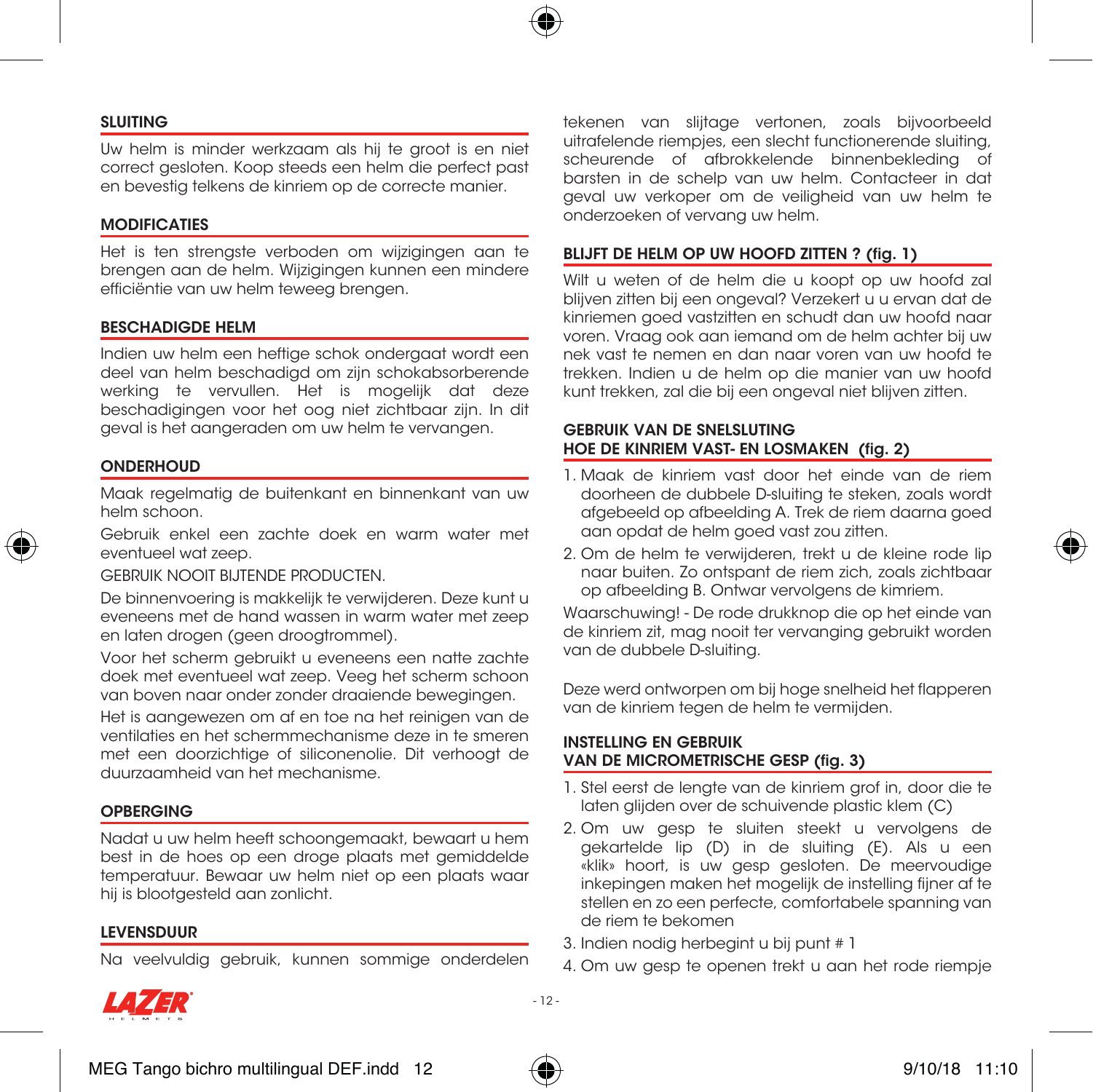## SLUITING

Uw helm is minder werkzaam als hij te groot is en niet correct gesloten. Koop steeds een helm die perfect past en bevestig telkens de kinriem op de correcte manier.

## MODIFICATIES

Het is ten strengste verboden om wijzigingen aan te brengen aan de helm. Wijzigingen kunnen een mindere efficiëntie van uw helm teweeg brengen.

## BESCHADIGDE HELM

Indien uw helm een heftige schok ondergaat wordt een deel van helm beschadigd om zijn schokabsorberende werking te vervullen. Het is mogelijk dat deze beschadigingen voor het oog niet zichtbaar zijn. In dit geval is het aangeraden om uw helm te vervangen.

## ONDERHOUD

Maak regelmatig de buitenkant en binnenkant van uw helm schoon.

Gebruik enkel een zachte doek en warm water met eventueel wat zeep.

GEBRUIK NOOIT BIJTENDE PRODUCTEN.

De binnenvoering is makkelijk te verwijderen. Deze kunt u eveneens met de hand wassen in warm water met zeep en laten drogen (geen droogtrommel).

Voor het scherm gebruikt u eveneens een natte zachte doek met eventueel wat zeep. Veeg het scherm schoon van boven naar onder zonder draaiende bewegingen.

Het is aangewezen om af en toe na het reinigen van de ventilaties en het schermmechanisme deze in te smeren met een doorzichtige of siliconenolie. Dit verhoogt de duurzaamheid van het mechanisme.

## OPBERGING

Nadat u uw helm heeft schoongemaakt, bewaart u hem best in de hoes op een droge plaats met gemiddelde temperatuur. Bewaar uw helm niet op een plaats waar hij is blootgesteld aan zonlicht.

## LEVENSDUUR

Na veelvuldig gebruik, kunnen sommige onderdelen tekenen van slijtage vertonen, zoals bijvoorbeeld uitrafelende riempjes, een slecht functionerende sluiting, scheurende of afbrokkelende binnenbekleding of barsten in de schelp van uw helm. Contacteer in dat geval uw verkoper om de veiligheid van uw helm te onderzoeken of vervang uw helm.

## BLIJFT DE HELM OP UW HOOFD ZITTEN ? (fig. 1)

Wilt u weten of de helm die u koopt op uw hoofd zal blijven zitten bij een ongeval? Verzekert u u ervan dat de kinriemen goed vastzitten en schudt dan uw hoofd naar voren. Vraag ook aan iemand om de helm achter bij uw nek vast te nemen en dan naar voren van uw hoofd te trekken. Indien u de helm op die manier van uw hoofd kunt trekken, zal die bij een ongeval niet blijven zitten.

## GEBRUIK VAN DE SNELSLUTING HOE DE KINRIEM VAST- EN LOSMAKEN (fig. 2)

1. Maak de kinriem vast door het einde van de riem doorheen de dubbele D-sluiting te steken, zoals wordt afgebeeld op afbeelding A. Trek de riem daarna goed aan opdat de helm goed vast zou zitten.
2. Om de helm te verwijderen, trekt u de kleine rode lip naar buiten. Zo ontspant de riem zich, zoals zichtbaar op afbeelding B. Ontwar vervolgens de kimriem.

Waarschuwing! - De rode drukknop die op het einde van de kinriem zit, mag nooit ter vervanging gebruikt worden van de dubbele D-sluiting.

Deze werd ontworpen om bij hoge snelheid het flapperen van de kinriem tegen de helm te vermijden.

## INSTELLING EN GEBRUIK VAN DE MICROMETRISCHE GESP (fig. 3)

1. Stel eerst de lengte van de kinriem grof in, door die te laten glijden over de schuivende plastic klem (C)
2. Om uw gesp te sluiten steekt u vervolgens de gekartelde lip (D) in de sluiting (E). Als u een «klik» hoort, is uw gesp gesloten. De meervoudige inkepingen maken het mogelijk de instelling fijner af te stellen en zo een perfecte, comfortabele spanning van de riem te bekomen
3. Indien nodig herbegint u bij punt # 1
4. Om uw gesp te openen trekt u aan het rode riempje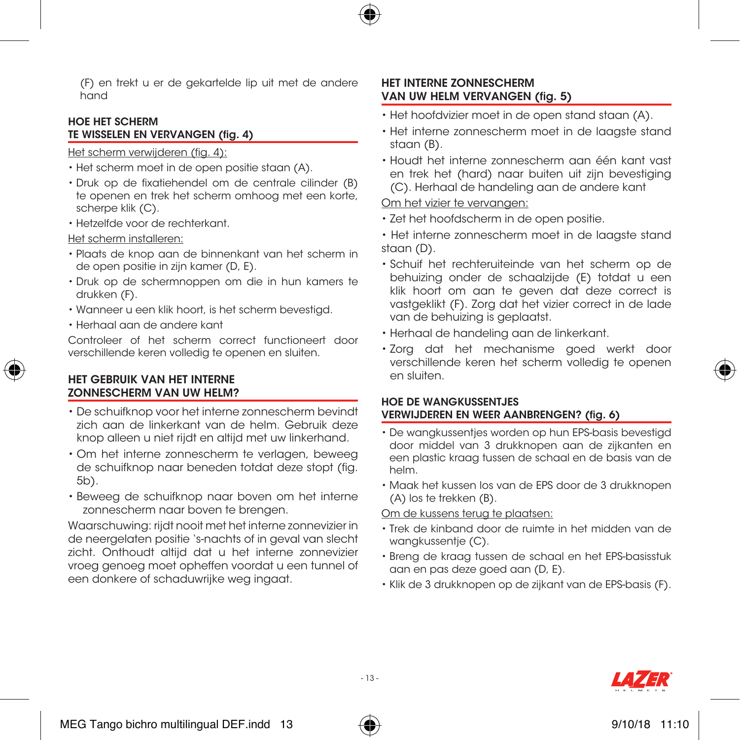(F) en trekt u er de gekartelde lip uit met de andere hand

## HOE HET SCHERM TE WISSELEN EN VERVANGEN (fig. 4)

Het scherm verwijderen (fig. 4):

- Het scherm moet in de open positie staan (A).
- Druk op de fixatiehendel om de centrale cilinder (B) te openen en trek het scherm omhoog met een korte, scherpe klik (C).
- Hetzelfde voor de rechterkant.

Het scherm installeren:

- Plaats de knop aan de binnenkant van het scherm in de open positie in zijn kamer (D, E).
- Druk op de schermnoppen om die in hun kamers te drukken (F).
- Wanneer u een klik hoort, is het scherm bevestigd.
- Herhaal aan de andere kant

Controleer of het scherm correct functioneert door verschillende keren volledig te openen en sluiten.

## HET GEBRUIK VAN HET INTERNE ZONNESCHERM VAN UW HELM?

- De schuifknop voor het interne zonnescherm bevindt zich aan de linkerkant van de helm. Gebruik deze knop alleen u niet rijdt en altijd met uw linkerhand.
- Om het interne zonnescherm te verlagen, beweeg de schuifknop naar beneden totdat deze stopt (fig. 5b).
- Beweeg de schuifknop naar boven om het interne zonnescherm naar boven te brengen.

Waarschuwing: rijdt nooit met het interne zonnevizier in de neergelaten positie 's-nachts of in geval van slecht zicht. Onthoudt altijd dat u het interne zonnevizier vroeg genoeg moet opheffen voordat u een tunnel of een donkere of schaduwrijke weg ingaat.

## HET INTERNE ZONNESCHERM VAN UW HELM VERVANGEN (fig. 5)

- Het hoofdvizier moet in de open stand staan (A).
- Het interne zonnescherm moet in de laagste stand staan (B).
- Houdt het interne zonnescherm aan één kant vast en trek het (hard) naar buiten uit zijn bevestiging (C). Herhaal de handeling aan de andere kant

Om het vizier te vervangen:

- Zet het hoofdscherm in de open positie.
- Het interne zonnescherm moet in de laagste stand staan (D).
- Schuif het rechteruiteinde van het scherm op de behuizing onder de schaalzijde (E) totdat u een klik hoort om aan te geven dat deze correct is vastgeklikt (F). Zorg dat het vizier correct in de lade van de behuizing is geplaatst.
- Herhaal de handeling aan de linkerkant.
- Zorg dat het mechanisme goed werkt door verschillende keren het scherm volledig te openen en sluiten.

## HOE DE WANGKUSSENTJES VERWIJDEREN EN WEER AANBRENGEN? (fig. 6)

- De wangkussentjes worden op hun EPS-basis bevestigd door middel van 3 drukknopen aan de zijkanten en een plastic kraag tussen de schaal en de basis van de helm.
- Maak het kussen los van de EPS door de 3 drukknopen (A) los te trekken (B).

Om de kussens terug te plaatsen:

- Trek de kinband door de ruimte in het midden van de wangkussentje (C).
- Breng de kraag tussen de schaal en het EPS-basisstuk aan en pas deze goed aan (D, E).
- Klik de 3 drukknopen op de zijkant van de EPS-basis (F).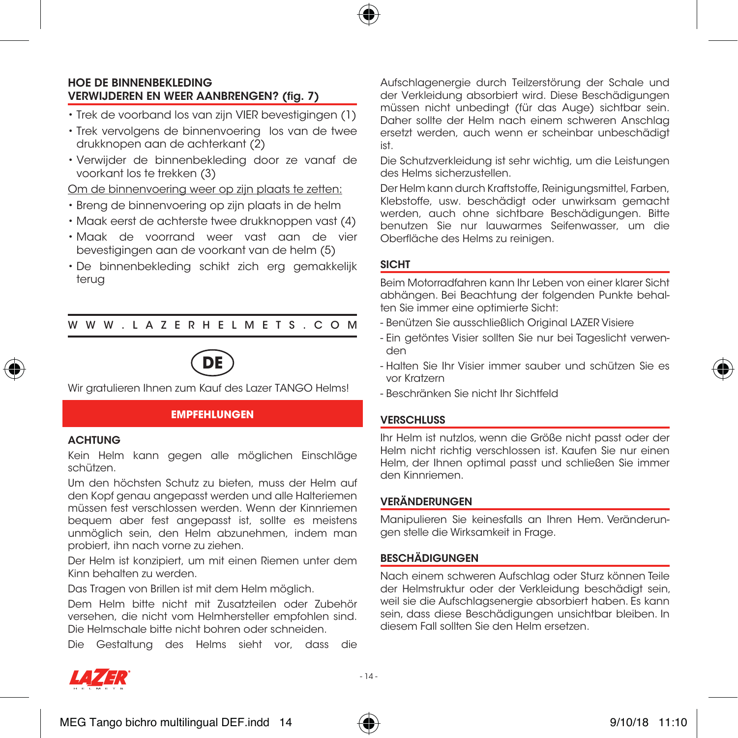### HOE DE BINNENBEKLEDING VERWIJDEREN EN WEER AANBRENGEN? (fig. 7)

- Trek de voorband los van zijn VIER bevestigingen (1)
- Trek vervolgens de binnenvoering los van de twee drukknopen aan de achterkant (2)
- Verwijder de binnenbekleding door ze vanaf de voorkant los te trekken (3)

Om de binnenvoering weer op zijn plaats te zetten:

- Breng de binnenvoering op zijn plaats in de helm
- Maak eerst de achterste twee drukknopen vast (4)
- Maak de voorrand weer vast aan de vier bevestigingen aan de voorkant van de helm (5)
- De binnenbekleding schikt zich erg gemakkelijk terug

W W W . L A Z E R H E L M E T S . C O M

# DE

Wir gratulieren Ihnen zum Kauf des Lazer TANGO Helms!

## EMPFEHLUNGEN

### ACHTUNG

Kein Helm kann gegen alle möglichen Einschläge schützen.

Um den höchsten Schutz zu bieten, muss der Helm auf den Kopf genau angepasst werden und alle Halteriemen müssen fest verschlossen werden. Wenn der Kinnriemen bequem aber fest angepasst ist, sollte es meistens unmöglich sein, den Helm abzunehmen, indem man probiert, ihn nach vorne zu ziehen.

Der Helm ist konzipiert, um mit einen Riemen unter dem Kinn behalten zu werden.

Das Tragen von Brillen ist mit dem Helm möglich.

Dem Helm bitte nicht mit Zusatzteilen oder Zubehör versehen, die nicht vom Helmhersteller empfohlen sind. Die Helmschale bitte nicht bohren oder schneiden.

Die Gestaltung des Helms sieht vor, dass die Aufschlagenergie durch Teilzerstörung der Schale und der Verkleidung absorbiert wird. Diese Beschädigungen müssen nicht unbedingt (für das Auge) sichtbar sein. Daher sollte der Helm nach einem schweren Anschlag ersetzt werden, auch wenn er scheinbar unbeschädigt ist.

Die Schutzverkleidung ist sehr wichtig, um die Leistungen des Helms sicherzustellen.

Der Helm kann durch Kraftstoffe, Reinigungsmittel, Farben, Klebstoffe, usw. beschädigt oder unwirksam gemacht werden, auch ohne sichtbare Beschädigungen. Bitte benutzen Sie nur lauwarmes Seifenwasser, um die Oberfläche des Helms zu reinigen.

### SICHT

Beim Motorradfahren kann Ihr Leben von einer klarer Sicht abhängen. Bei Beachtung der folgenden Punkte behalten Sie immer eine optimierte Sicht:

- Benützen Sie ausschließlich Original LAZER Visiere
- Ein getöntes Visier sollten Sie nur bei Tageslicht verwenden
- Halten Sie Ihr Visier immer sauber und schützen Sie es vor Kratzern
- Beschränken Sie nicht Ihr Sichtfeld

### VERSCHLUSS

Ihr Helm ist nutzlos, wenn die Größe nicht passt oder der Helm nicht richtig verschlossen ist. Kaufen Sie nur einen Helm, der Ihnen optimal passt und schließen Sie immer den Kinnriemen.

### VERÄNDERUNGEN

Manipulieren Sie keinesfalls an Ihren Hem. Veränderungen stelle die Wirksamkeit in Frage.

### BESCHÄDIGUNGEN

Nach einem schweren Aufschlag oder Sturz können Teile der Helmstruktur oder der Verkleidung beschädigt sein, weil sie die Aufschlagsenergie absorbiert haben. Es kann sein, dass diese Beschädigungen unsichtbar bleiben. In diesem Fall sollten Sie den Helm ersetzen.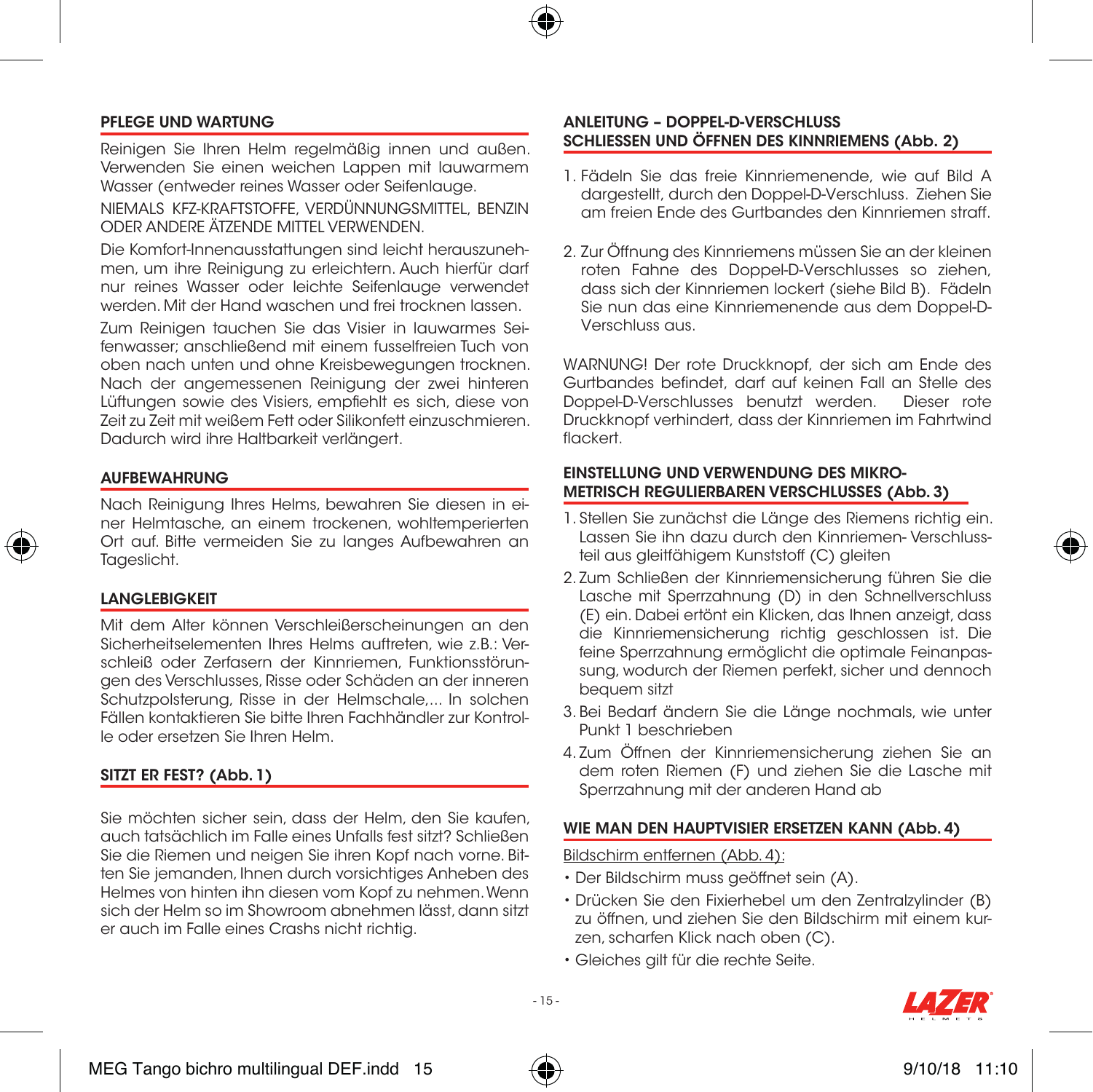## PFLEGE UND WARTUNG

Reinigen Sie Ihren Helm regelmäßig innen und außen. Verwenden Sie einen weichen Lappen mit lauwarmem Wasser (entweder reines Wasser oder Seifenlauge.

NIEMALS KFZ-KRAFTSTOFFE, VERDÜNNUNGSMITTEL, BENZIN ODER ANDERE ÄTZENDE MITTEL VERWENDEN.

Die Komfort-Innenausstattungen sind leicht herauszunehmen, um ihre Reinigung zu erleichtern. Auch hierfür darf nur reines Wasser oder leichte Seifenlauge verwendet werden. Mit der Hand waschen und frei trocknen lassen.

Zum Reinigen tauchen Sie das Visier in lauwarmes Seifenwasser; anschließend mit einem fusselfreien Tuch von oben nach unten und ohne Kreisbewegungen trocknen. Nach der angemessenen Reinigung der zwei hinteren Lüftungen sowie des Visiers, empfiehlt es sich, diese von Zeit zu Zeit mit weißem Fett oder Silikonfett einzuschmieren. Dadurch wird ihre Haltbarkeit verlängert.

## AUFBEWAHRUNG

Nach Reinigung Ihres Helms, bewahren Sie diesen in einer Helmtasche, an einem trockenen, wohltemperierten Ort auf. Bitte vermeiden Sie zu langes Aufbewahren an Tageslicht.

## LANGLEBIGKEIT

Mit dem Alter können Verschleißerscheinungen an den Sicherheitselementen Ihres Helms auftreten, wie z.B.: Verschleiß oder Zerfasern der Kinnriemen, Funktionsstörungen des Verschlusses, Risse oder Schäden an der inneren Schutzpolsterung, Risse in der Helmschale,... In solchen Fällen kontaktieren Sie bitte Ihren Fachhändler zur Kontrolle oder ersetzen Sie Ihren Helm.

## SITZT ER FEST? (Abb. 1)

Sie möchten sicher sein, dass der Helm, den Sie kaufen, auch tatsächlich im Falle eines Unfalls fest sitzt? Schließen Sie die Riemen und neigen Sie ihren Kopf nach vorne. Bitten Sie jemanden, Ihnen durch vorsichtiges Anheben des Helmes von hinten ihn diesen vom Kopf zu nehmen. Wenn sich der Helm so im Showroom abnehmen lässt, dann sitzt er auch im Falle eines Crashs nicht richtig.

## ANLEITUNG – DOPPEL-D-VERSCHLUSS SCHLIESSEN UND ÖFFNEN DES KINNRIEMENS (Abb. 2)

1. Fädeln Sie das freie Kinnriemenende, wie auf Bild A dargestellt, durch den Doppel-D-Verschluss. Ziehen Sie am freien Ende des Gurtbandes den Kinnriemen straff.

2. Zur Öffnung des Kinnriemens müssen Sie an der kleinen roten Fahne des Doppel-D-Verschlusses so ziehen, dass sich der Kinnriemen lockert (siehe Bild B). Fädeln Sie nun das eine Kinnriemenende aus dem Doppel-D-Verschluss aus.

WARNUNG! Der rote Druckknopf, der sich am Ende des Gurtbandes befindet, darf auf keinen Fall an Stelle des Doppel-D-Verschlusses benutzt werden. Dieser rote Druckknopf verhindert, dass der Kinnriemen im Fahrtwind flackert.

## EINSTELLUNG UND VERWENDUNG DES MIKRO-METRISCH REGULIERBAREN VERSCHLUSSES (Abb. 3)

1. Stellen Sie zunächst die Länge des Riemens richtig ein. Lassen Sie ihn dazu durch den Kinnriemen- Verschlussteil aus gleitfähigem Kunststoff (C) gleiten
2. Zum Schließen der Kinnriemensicherung führen Sie die Lasche mit Sperrzahnung (D) in den Schnellverschluss (E) ein. Dabei ertönt ein Klicken, das Ihnen anzeigt, dass die Kinnriemensicherung richtig geschlossen ist. Die feine Sperrzahnung ermöglicht die optimale Feinanpassung, wodurch der Riemen perfekt, sicher und dennoch bequem sitzt
3. Bei Bedarf ändern Sie die Länge nochmals, wie unter Punkt 1 beschrieben
4. Zum Öffnen der Kinnriemensicherung ziehen Sie an dem roten Riemen (F) und ziehen Sie die Lasche mit Sperrzahnung mit der anderen Hand ab

## WIE MAN DEN HAUPTVISIER ERSETZEN KANN (Abb. 4)

Bildschirm entfernen (Abb. 4):

- Der Bildschirm muss geöffnet sein (A).
- Drücken Sie den Fixierhebel um den Zentralzylinder (B) zu öffnen, und ziehen Sie den Bildschirm mit einem kurzen, scharfen Klick nach oben (C).
- Gleiches gilt für die rechte Seite.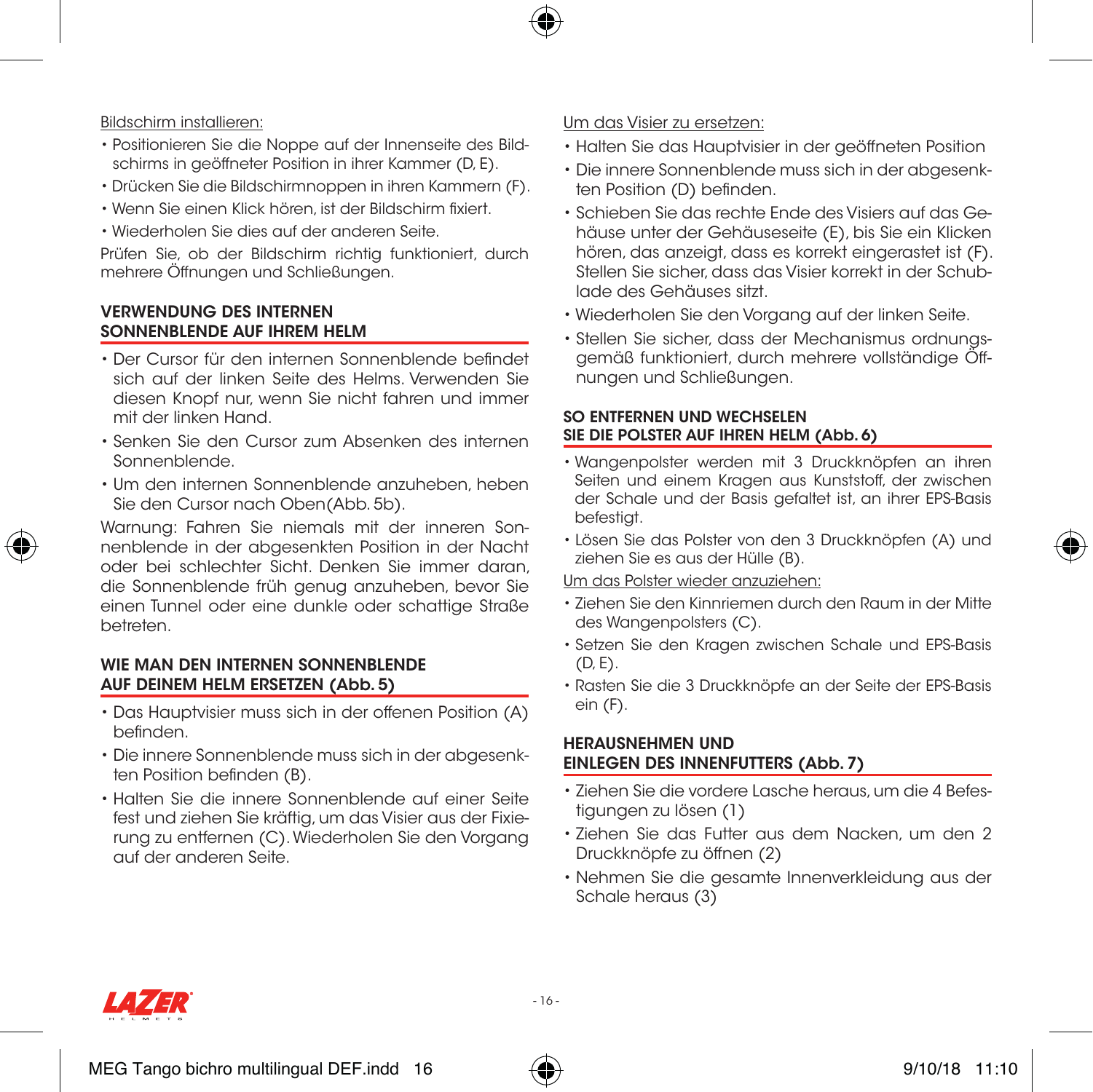Bildschirm installieren:

- Positionieren Sie die Noppe auf der Innenseite des Bildschirms in geöffneter Position in ihrer Kammer (D, E).
- Drücken Sie die Bildschirmnoppen in ihren Kammern (F).
- Wenn Sie einen Klick hören, ist der Bildschirm fixiert.
- Wiederholen Sie dies auf der anderen Seite.

Prüfen Sie, ob der Bildschirm richtig funktioniert, durch mehrere Öffnungen und Schließungen.

## VERWENDUNG DES INTERNEN SONNENBLENDE AUF IHREM HELM

- Der Cursor für den internen Sonnenblende befindet sich auf der linken Seite des Helms. Verwenden Sie diesen Knopf nur, wenn Sie nicht fahren und immer mit der linken Hand.
- Senken Sie den Cursor zum Absenken des internen Sonnenblende.
- Um den internen Sonnenblende anzuheben, heben Sie den Cursor nach Oben(Abb. 5b).

Warnung: Fahren Sie niemals mit der inneren Sonnenblende in der abgesenkten Position in der Nacht oder bei schlechter Sicht. Denken Sie immer daran, die Sonnenblende früh genug anzuheben, bevor Sie einen Tunnel oder eine dunkle oder schattige Straße betreten.

## WIE MAN DEN INTERNEN SONNENBLENDE AUF DEINEM HELM ERSETZEN (Abb. 5)

- Das Hauptvisier muss sich in der offenen Position (A) befinden.
- Die innere Sonnenblende muss sich in der abgesenkten Position befinden (B).
- Halten Sie die innere Sonnenblende auf einer Seite fest und ziehen Sie kräftig, um das Visier aus der Fixierung zu entfernen (C). Wiederholen Sie den Vorgang auf der anderen Seite.

Um das Visier zu ersetzen:

- Halten Sie das Hauptvisier in der geöffneten Position
- Die innere Sonnenblende muss sich in der abgesenkten Position (D) befinden.
- Schieben Sie das rechte Ende des Visiers auf das Gehäuse unter der Gehäuseseite (E), bis Sie ein Klicken hören, das anzeigt, dass es korrekt eingerastet ist (F). Stellen Sie sicher, dass das Visier korrekt in der Schublade des Gehäuses sitzt.
- Wiederholen Sie den Vorgang auf der linken Seite.
- Stellen Sie sicher, dass der Mechanismus ordnungsgemäß funktioniert, durch mehrere vollständige Öffnungen und Schließungen.

## SO ENTFERNEN UND WECHSELEN SIE DIE POLSTER AUF IHREN HELM (Abb. 6)

- Wangenpolster werden mit 3 Druckknöpfen an ihren Seiten und einem Kragen aus Kunststoff, der zwischen der Schale und der Basis gefaltet ist, an ihrer EPS-Basis befestigt.
- Lösen Sie das Polster von den 3 Druckknöpfen (A) und ziehen Sie es aus der Hülle (B).

Um das Polster wieder anzuziehen:

- Ziehen Sie den Kinnriemen durch den Raum in der Mitte des Wangenpolsters (C).
- Setzen Sie den Kragen zwischen Schale und EPS-Basis (D, E).
- Rasten Sie die 3 Druckknöpfe an der Seite der EPS-Basis ein (F).

## HERAUSNEHMEN UND EINLEGEN DES INNENFUTTERS (Abb. 7)

- Ziehen Sie die vordere Lasche heraus, um die 4 Befestigungen zu lösen (1)
- Ziehen Sie das Futter aus dem Nacken, um den 2 Druckknöpfe zu öffnen (2)
- Nehmen Sie die gesamte Innenverkleidung aus der Schale heraus (3)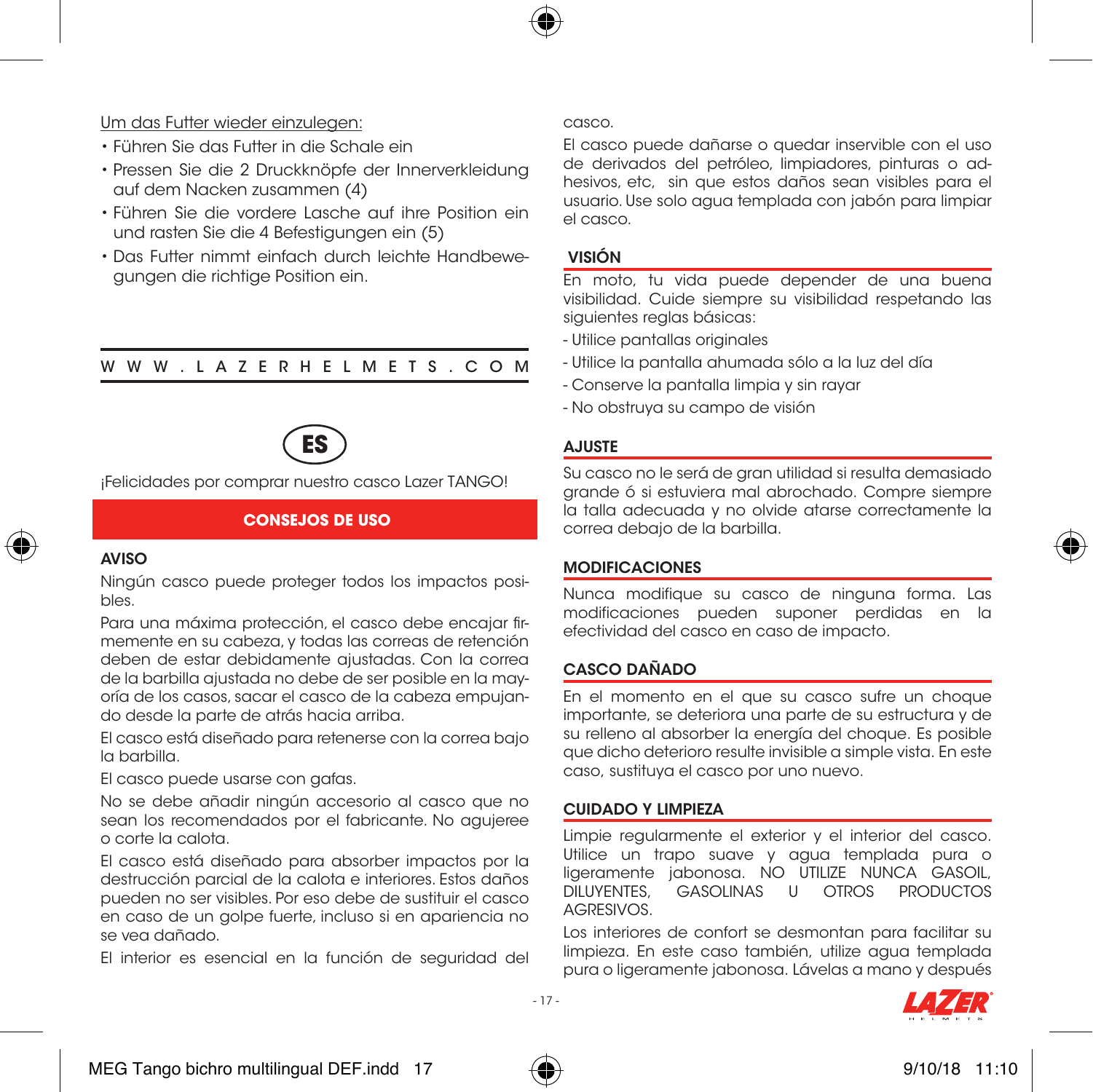Um das Futter wieder einzulegen:

- Führen Sie das Futter in die Schale ein
- Pressen Sie die 2 Druckknöpfe der Innerverkleidung auf dem Nacken zusammen (4)
- Führen Sie die vordere Lasche auf ihre Position ein und rasten Sie die 4 Befestigungen ein (5)
- Das Futter nimmt einfach durch leichte Handbewegungen die richtige Position ein.

W W W . L A Z E R H E L M E T S . C O M

**ES**

¡Felicidades por comprar nuestro casco Lazer TANGO!

## CONSEJOS DE USO

### AVISO

Ningún casco puede proteger todos los impactos posibles.

Para una máxima protección, el casco debe encajar firmemente en su cabeza, y todas las correas de retención deben de estar debidamente ajustadas. Con la correa de la barbilla ajustada no debe de ser posible en la mayoría de los casos, sacar el casco de la cabeza empujando desde la parte de atrás hacia arriba.

El casco está diseñado para retenerse con la correa bajo la barbilla.

El casco puede usarse con gafas.

No se debe añadir ningún accesorio al casco que no sean los recomendados por el fabricante. No agujeree o corte la calota.

El casco está diseñado para absorber impactos por la destrucción parcial de la calota e interiores. Estos daños pueden no ser visibles. Por eso debe de sustituir el casco en caso de un golpe fuerte, incluso si en apariencia no se vea dañado.

El interior es esencial en la función de seguridad del casco.

El casco puede dañarse o quedar inservible con el uso de derivados del petróleo, limpiadores, pinturas o adhesivos, etc, sin que estos daños sean visibles para el usuario. Use solo agua templada con jabón para limpiar el casco.

### VISIÓN

En moto, tu vida puede depender de una buena visibilidad. Cuide siempre su visibilidad respetando las siguientes reglas básicas:

- Utilice pantallas originales
- Utilice la pantalla ahumada sólo a la luz del día
- Conserve la pantalla limpia y sin rayar
- No obstruya su campo de visión

### AJUSTE

Su casco no le será de gran utilidad si resulta demasiado grande ó si estuviera mal abrochado. Compre siempre la talla adecuada y no olvide atarse correctamente la correa debajo de la barbilla.

### MODIFICACIONES

Nunca modifique su casco de ninguna forma. Las modificaciones pueden suponer perdidas en la efectividad del casco en caso de impacto.

### CASCO DAÑADO

En el momento en el que su casco sufre un choque importante, se deteriora una parte de su estructura y de su relleno al absorber la energía del choque. Es posible que dicho deterioro resulte invisible a simple vista. En este caso, sustituya el casco por uno nuevo.

### CUIDADO Y LIMPIEZA

Limpie regularmente el exterior y el interior del casco. Utilice un trapo suave y agua templada pura o ligeramente jabonosa. NO UTILIZE NUNCA GASOIL, DILUYENTES, GASOLINAS U OTROS PRODUCTOS AGRESIVOS.

Los interiores de confort se desmontan para facilitar su limpieza. En este caso también, utilize agua templada pura o ligeramente jabonosa. Lávelas a mano y después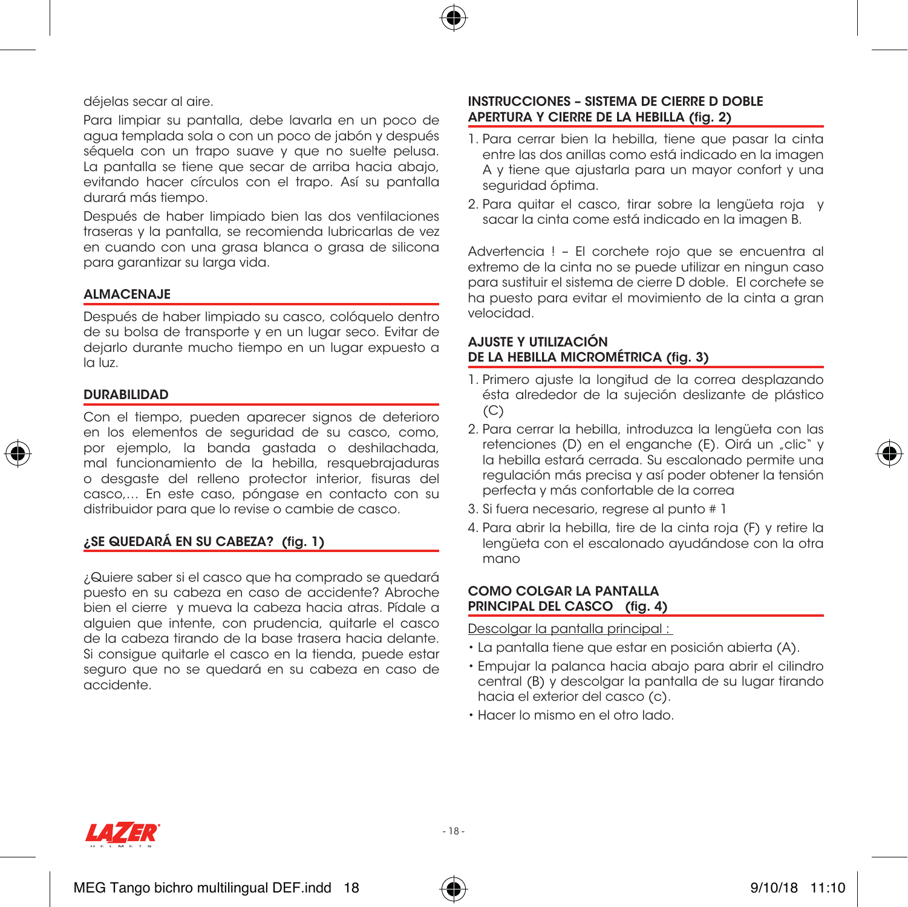déjelas secar al aire.

Para limpiar su pantalla, debe lavarla en un poco de agua templada sola o con un poco de jabón y después séquela con un trapo suave y que no suelte pelusa. La pantalla se tiene que secar de arriba hacia abajo, evitando hacer círculos con el trapo. Así su pantalla durará más tiempo.

Después de haber limpiado bien las dos ventilaciones traseras y la pantalla, se recomienda lubricarlas de vez en cuando con una grasa blanca o grasa de silicona para garantizar su larga vida.

## ALMACENAJE

Después de haber limpiado su casco, colóquelo dentro de su bolsa de transporte y en un lugar seco. Evitar de dejarlo durante mucho tiempo en un lugar expuesto a la luz.

## DURABILIDAD

Con el tiempo, pueden aparecer signos de deterioro en los elementos de seguridad de su casco, como, por ejemplo, la banda gastada o deshilachada, mal funcionamiento de la hebilla, resquebrajaduras o desgaste del relleno protector interior, fisuras del casco,… En este caso, póngase en contacto con su distribuidor para que lo revise o cambie de casco.

## ¿SE QUEDARÁ EN SU CABEZA? (fig. 1)

¿Quiere saber si el casco que ha comprado se quedará puesto en su cabeza en caso de accidente? Abroche bien el cierre y mueva la cabeza hacia atras. Pídale a alguien que intente, con prudencia, quitarle el casco de la cabeza tirando de la base trasera hacia delante. Si consigue quitarle el casco en la tienda, puede estar seguro que no se quedará en su cabeza en caso de accidente.

## INSTRUCCIONES – SISTEMA DE CIERRE D DOBLE APERTURA Y CIERRE DE LA HEBILLA (fig. 2)

1. Para cerrar bien la hebilla, tiene que pasar la cinta entre las dos anillas como está indicado en la imagen A y tiene que ajustarla para un mayor confort y una seguridad óptima.
2. Para quitar el casco, tirar sobre la lengüeta roja y sacar la cinta come está indicado en la imagen B.

Advertencia ! – El corchete rojo que se encuentra al extremo de la cinta no se puede utilizar en ningun caso para sustituir el sistema de cierre D doble. El corchete se ha puesto para evitar el movimiento de la cinta a gran velocidad.

## AJUSTE Y UTILIZACIÓN DE LA HEBILLA MICROMÉTRICA (fig. 3)

1. Primero ajuste la longitud de la correa desplazando ésta alrededor de la sujeción deslizante de plástico (C)
2. Para cerrar la hebilla, introduzca la lengüeta con las retenciones (D) en el enganche (E). Oirá un „clic" y la hebilla estará cerrada. Su escalonado permite una regulación más precisa y así poder obtener la tensión perfecta y más confortable de la correa
3. Si fuera necesario, regrese al punto # 1
4. Para abrir la hebilla, tire de la cinta roja (F) y retire la lengüeta con el escalonado ayudándose con la otra mano

## COMO COLGAR LA PANTALLA PRINCIPAL DEL CASCO (fig. 4)

Descolgar la pantalla principal :

- La pantalla tiene que estar en posición abierta (A).
- Empujar la palanca hacia abajo para abrir el cilindro central (B) y descolgar la pantalla de su lugar tirando hacia el exterior del casco (c).
- Hacer lo mismo en el otro lado.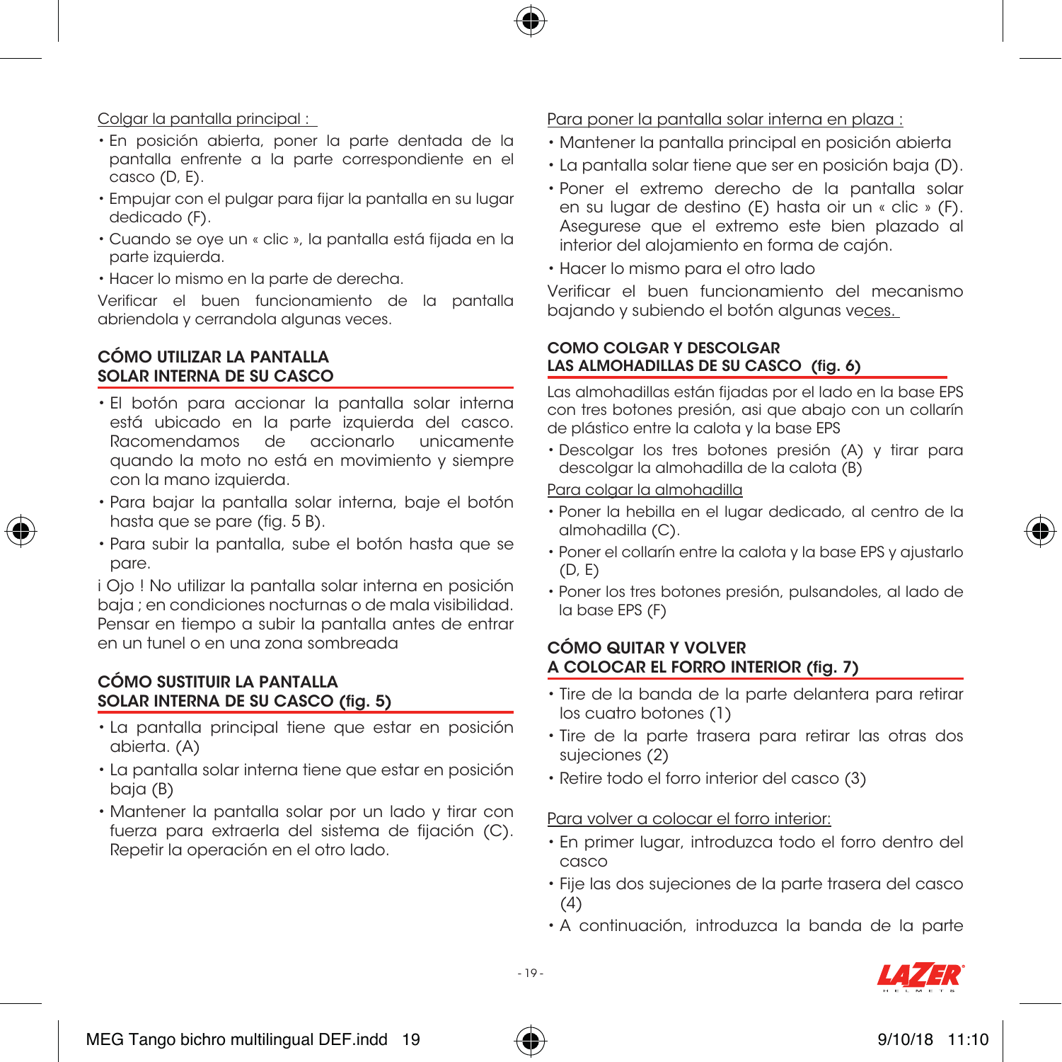Colgar la pantalla principal :

- En posición abierta, poner la parte dentada de la pantalla enfrente a la parte correspondiente en el casco (D, E).
- Empujar con el pulgar para fijar la pantalla en su lugar dedicado (F).
- Cuando se oye un « clic », la pantalla está fijada en la parte izquierda.
- Hacer lo mismo en la parte de derecha.

Verificar el buen funcionamiento de la pantalla abriendola y cerrandola algunas veces.

## CÓMO UTILIZAR LA PANTALLA SOLAR INTERNA DE SU CASCO

- El botón para accionar la pantalla solar interna está ubicado en la parte izquierda del casco. Racomendamos de accionarlo unicamente quando la moto no está en movimiento y siempre con la mano izquierda.
- Para bajar la pantalla solar interna, baje el botón hasta que se pare (fig. 5 B).
- Para subir la pantalla, sube el botón hasta que se pare.

¡ Ojo ! No utilizar la pantalla solar interna en posición baja ; en condiciones nocturnas o de mala visibilidad. Pensar en tiempo a subir la pantalla antes de entrar en un tunel o en una zona sombreada

## CÓMO SUSTITUIR LA PANTALLA SOLAR INTERNA DE SU CASCO (fig. 5)

- La pantalla principal tiene que estar en posición abierta. (A)
- La pantalla solar interna tiene que estar en posición baja (B)
- Mantener la pantalla solar por un lado y tirar con fuerza para extraerla del sistema de fijación (C). Repetir la operación en el otro lado.

Para poner la pantalla solar interna en plaza :

- Mantener la pantalla principal en posición abierta
- La pantalla solar tiene que ser en posición baja (D).
- Poner el extremo derecho de la pantalla solar en su lugar de destino (E) hasta oir un « clic » (F). Asegurese que el extremo este bien plazado al interior del alojamiento en forma de cajón.
- Hacer lo mismo para el otro lado

Verificar el buen funcionamiento del mecanismo bajando y subiendo el botón algunas veces.

## COMO COLGAR Y DESCOLGAR LAS ALMOHADILLAS DE SU CASCO (fig. 6)

Las almohadillas están fijadas por el lado en la base EPS con tres botones presión, asi que abajo con un collarín de plástico entre la calota y la base EPS

- Descolgar los tres botones presión (A) y tirar para descolgar la almohadilla de la calota (B)

Para colgar la almohadilla

- Poner la hebilla en el lugar dedicado, al centro de la almohadilla (C).
- Poner el collarín entre la calota y la base EPS y ajustarlo (D, E)
- Poner los tres botones presión, pulsandoles, al lado de la base EPS (F)

## CÓMO QUITAR Y VOLVER A COLOCAR EL FORRO INTERIOR (fig. 7)

- Tire de la banda de la parte delantera para retirar los cuatro botones (1)
- Tire de la parte trasera para retirar las otras dos sujeciones (2)
- Retire todo el forro interior del casco (3)

Para volver a colocar el forro interior:

- En primer lugar, introduzca todo el forro dentro del casco
- Fije las dos sujeciones de la parte trasera del casco (4)
- A continuación, introduzca la banda de la parte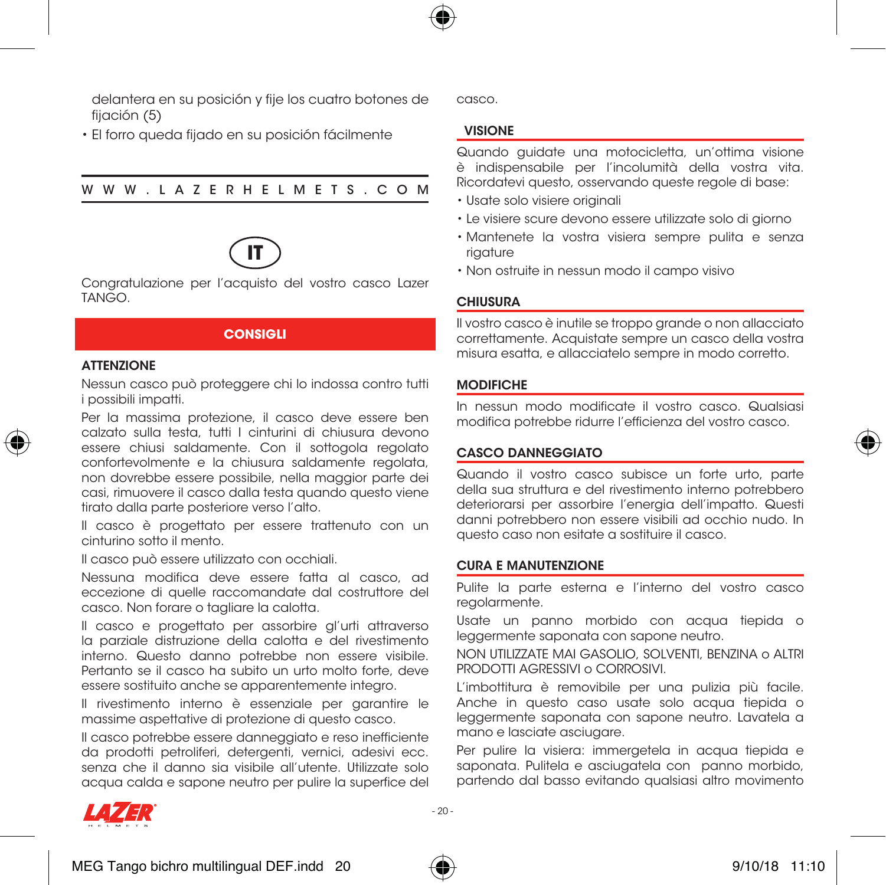delantera en su posición y fije los cuatro botones de fijación (5)

- El forro queda fijado en su posición fácilmente

W W W . L A Z E R H E L M E T S . C O M

# IT

Congratulazione per l'acquisto del vostro casco Lazer TANGO.

## CONSIGLI

### ATTENZIONE

Nessun casco può proteggere chi lo indossa contro tutti i possibili impatti.

Per la massima protezione, il casco deve essere ben calzato sulla testa, tutti I cinturini di chiusura devono essere chiusi saldamente. Con il sottogola regolato confortevolmente e la chiusura saldamente regolata, non dovrebbe essere possibile, nella maggior parte dei casi, rimuovere il casco dalla testa quando questo viene tirato dalla parte posteriore verso l'alto.

Il casco è progettato per essere trattenuto con un cinturino sotto il mento.

Il casco può essere utilizzato con occhiali.

Nessuna modifica deve essere fatta al casco, ad eccezione di quelle raccomandate dal costruttore del casco. Non forare o tagliare la calotta.

Il casco e progettato per assorbire gl'urti attraverso la parziale distruzione della calotta e del rivestimento interno. Questo danno potrebbe non essere visibile. Pertanto se il casco ha subito un urto molto forte, deve essere sostituito anche se apparentemente integro.

Il rivestimento interno è essenziale per garantire le massime aspettative di protezione di questo casco.

Il casco potrebbe essere danneggiato e reso inefficiente da prodotti petroliferi, detergenti, vernici, adesivi ecc. senza che il danno sia visibile all'utente. Utilizzate solo acqua calda e sapone neutro per pulire la superfice del casco.

### VISIONE

Quando guidate una motocicletta, un'ottima visione è indispensabile per l'incolumità della vostra vita. Ricordatevi questo, osservando queste regole di base:

- Usate solo visiere originali
- Le visiere scure devono essere utilizzate solo di giorno
- Mantenete la vostra visiera sempre pulita e senza rigature
- Non ostruite in nessun modo il campo visivo

### CHIUSURA

Il vostro casco è inutile se troppo grande o non allacciato correttamente. Acquistate sempre un casco della vostra misura esatta, e allacciatelo sempre in modo corretto.

### MODIFICHE

In nessun modo modificate il vostro casco. Qualsiasi modifica potrebbe ridurre l'efficienza del vostro casco.

### CASCO DANNEGGIATO

Quando il vostro casco subisce un forte urto, parte della sua struttura e del rivestimento interno potrebbero deteriorarsi per assorbire l'energia dell'impatto. Questi danni potrebbero non essere visibili ad occhio nudo. In questo caso non esitate a sostituire il casco.

### CURA E MANUTENZIONE

Pulite la parte esterna e l'interno del vostro casco regolarmente.

Usate un panno morbido con acqua tiepida o leggermente saponata con sapone neutro.

NON UTILIZZATE MAI GASOLIO, SOLVENTI, BENZINA o ALTRI PRODOTTI AGRESSIVI o CORROSIVI.

L'imbottitura è removibile per una pulizia più facile. Anche in questo caso usate solo acqua tiepida o leggermente saponata con sapone neutro. Lavatela a mano e lasciate asciugare.

Per pulire la visiera: immergetela in acqua tiepida e saponata. Pulitela e asciugatela con panno morbido, partendo dal basso evitando qualsiasi altro movimento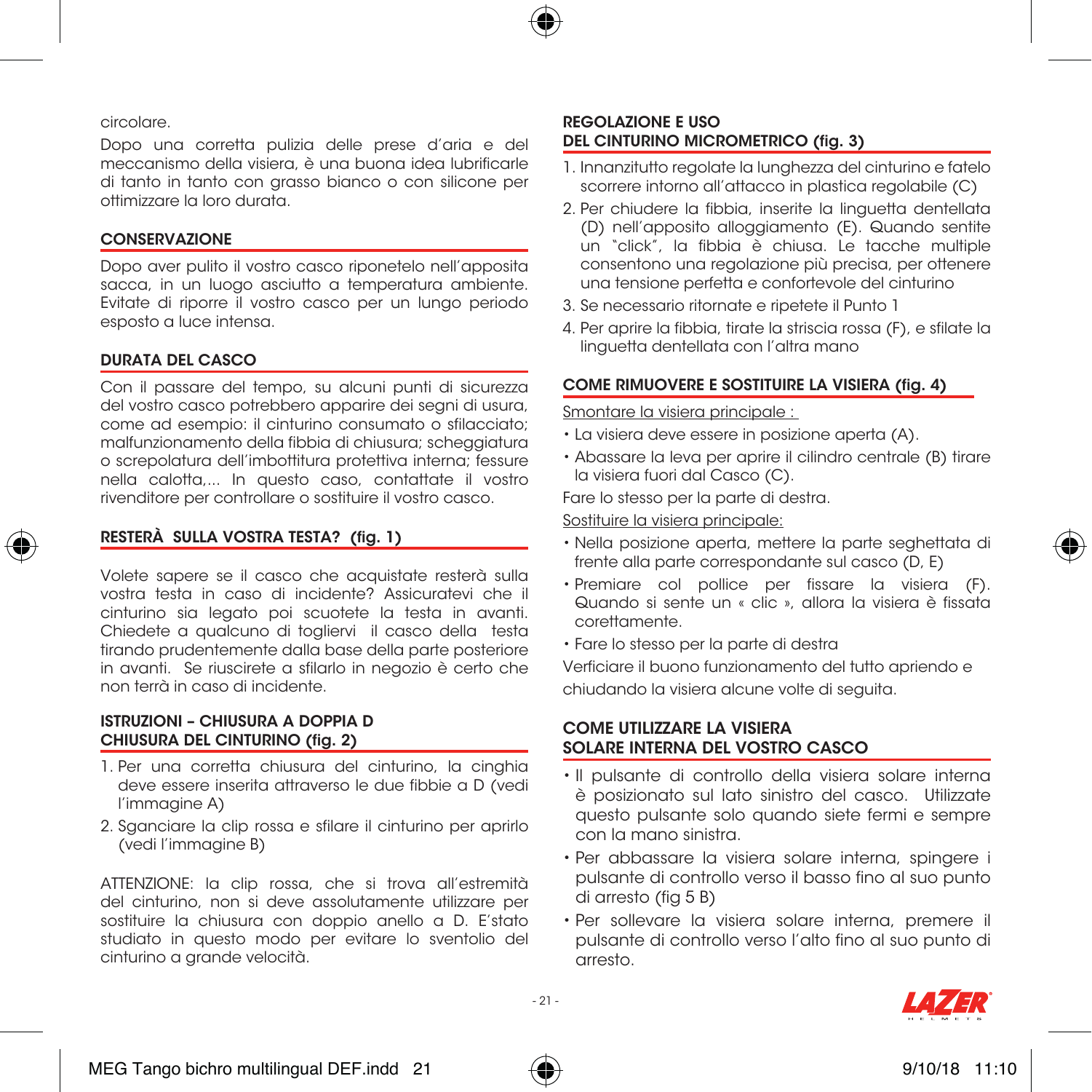circolare.

Dopo una corretta pulizia delle prese d'aria e del meccanismo della visiera, è una buona idea lubrificarle di tanto in tanto con grasso bianco o con silicone per ottimizzare la loro durata.

## CONSERVAZIONE

Dopo aver pulito il vostro casco riponetelo nell'apposita sacca, in un luogo asciutto a temperatura ambiente. Evitate di riporre il vostro casco per un lungo periodo esposto a luce intensa.

## DURATA DEL CASCO

Con il passare del tempo, su alcuni punti di sicurezza del vostro casco potrebbero apparire dei segni di usura, come ad esempio: il cinturino consumato o sfilacciato; malfunzionamento della fibbia di chiusura; scheggiatura o screpolatura dell'imbottitura protettiva interna; fessure nella calotta,... In questo caso, contattate il vostro rivenditore per controllare o sostituire il vostro casco.

## RESTERÀ SULLA VOSTRA TESTA? (fig. 1)

Volete sapere se il casco che acquistate resterà sulla vostra testa in caso di incidente? Assicuratevi che il cinturino sia legato poi scuotete la testa in avanti. Chiedete a qualcuno di togliervi il casco della testa tirando prudentemente dalla base della parte posteriore in avanti. Se riuscirete a sfilarlo in negozio è certo che non terrà in caso di incidente.

## ISTRUZIONI – CHIUSURA A DOPPIA D CHIUSURA DEL CINTURINO (fig. 2)

1. Per una corretta chiusura del cinturino, la cinghia deve essere inserita attraverso le due fibbie a D (vedi l'immagine A)
2. Sganciare la clip rossa e sfilare il cinturino per aprirlo (vedi l'immagine B)

ATTENZIONE: la clip rossa, che si trova all'estremità del cinturino, non si deve assolutamente utilizzare per sostituire la chiusura con doppio anello a D. E'stato studiato in questo modo per evitare lo sventolio del cinturino a grande velocità.

## REGOLAZIONE E USO DEL CINTURINO MICROMETRICO (fig. 3)

1. Innanzitutto regolate la lunghezza del cinturino e fatelo scorrere intorno all'attacco in plastica regolabile (C)
2. Per chiudere la fibbia, inserite la linguetta dentellata (D) nell'apposito alloggiamento (E). Quando sentite un "click", la fibbia è chiusa. Le tacche multiple consentono una regolazione più precisa, per ottenere una tensione perfetta e confortevole del cinturino
3. Se necessario ritornate e ripetete il Punto 1
4. Per aprire la fibbia, tirate la striscia rossa (F), e sfilate la linguetta dentellata con l'altra mano

## COME RIMUOVERE E SOSTITUIRE LA VISIERA (fig. 4)

Smontare la visiera principale :

- La visiera deve essere in posizione aperta (A).
- Abassare la leva per aprire il cilindro centrale (B) tirare la visiera fuori dal Casco (C).

Fare lo stesso per la parte di destra.

Sostituire la visiera principale:

- Nella posizione aperta, mettere la parte seghettata di frente alla parte correspondante sul casco (D, E)
- Premiare col pollice per fissare la visiera (F). Quando si sente un « clic », allora la visiera è fissata corettamente.
- Fare lo stesso per la parte di destra

Verficiare il buono funzionamento del tutto apriendo e chiudando la visiera alcune volte di seguita.

## COME UTILIZZARE LA VISIERA SOLARE INTERNA DEL VOSTRO CASCO

- Il pulsante di controllo della visiera solare interna è posizionato sul lato sinistro del casco. Utilizzate questo pulsante solo quando siete fermi e sempre con la mano sinistra.
- Per abbassare la visiera solare interna, spingere i pulsante di controllo verso il basso fino al suo punto di arresto (fig 5 B)
- Per sollevare la visiera solare interna, premere il pulsante di controllo verso l'alto fino al suo punto di arresto.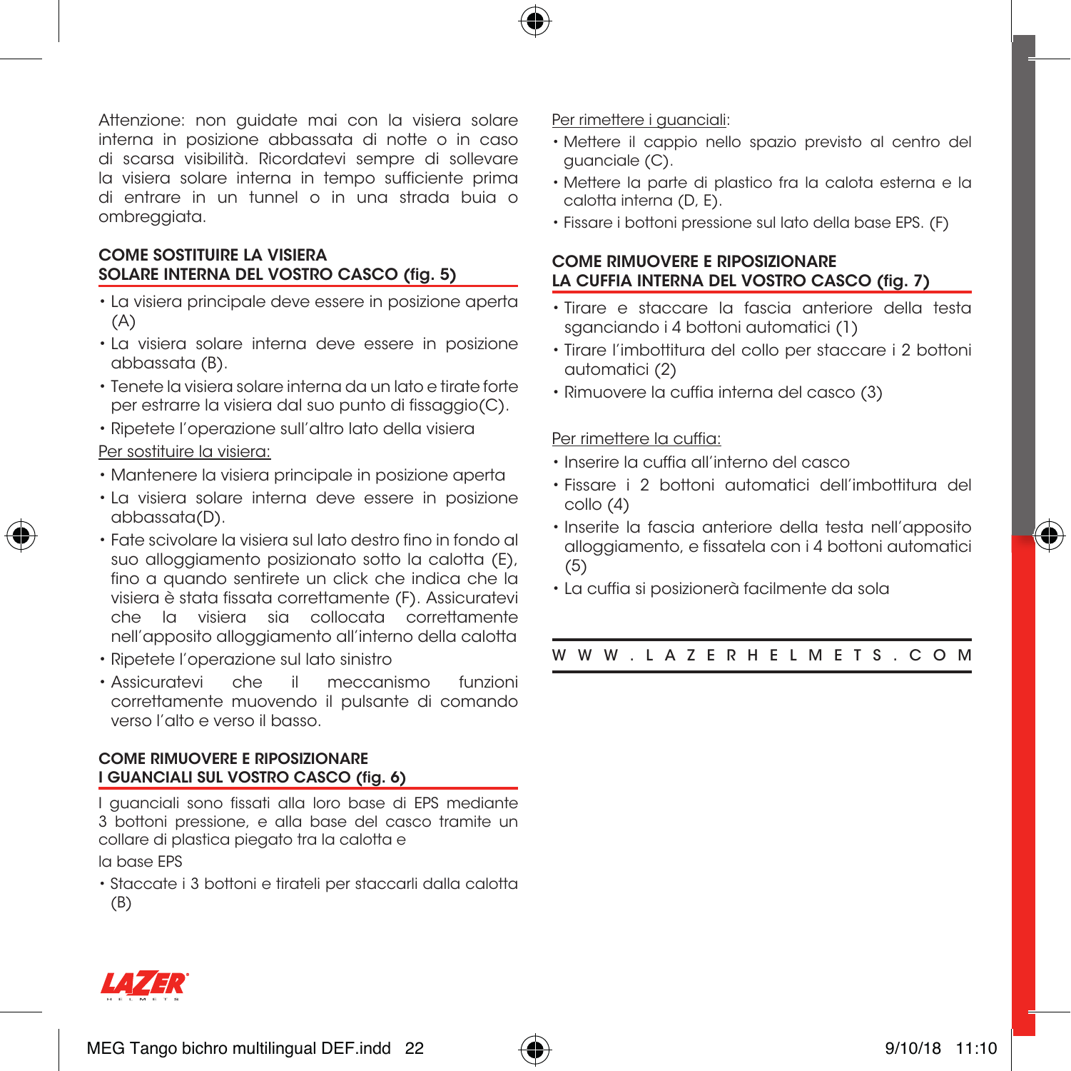Attenzione: non guidate mai con la visiera solare interna in posizione abbassata di notte o in caso di scarsa visibilità. Ricordatevi sempre di sollevare la visiera solare interna in tempo sufficiente prima di entrare in un tunnel o in una strada buia o ombreggiata.

## COME SOSTITUIRE LA VISIERA SOLARE INTERNA DEL VOSTRO CASCO (fig. 5)

- La visiera principale deve essere in posizione aperta (A)
- La visiera solare interna deve essere in posizione abbassata (B).
- Tenete la visiera solare interna da un lato e tirate forte per estrarre la visiera dal suo punto di fissaggio(C).
- Ripetete l'operazione sull'altro lato della visiera

Per sostituire la visiera:

- Mantenere la visiera principale in posizione aperta
- La visiera solare interna deve essere in posizione abbassata(D).
- Fate scivolare la visiera sul lato destro fino in fondo al suo alloggiamento posizionato sotto la calotta (E), fino a quando sentirete un click che indica che la visiera è stata fissata correttamente (F). Assicuratevi che la visiera sia collocata correttamente nell'apposito alloggiamento all'interno della calotta
- Ripetete l'operazione sul lato sinistro
- Assicuratevi che il meccanismo funzioni correttamente muovendo il pulsante di comando verso l'alto e verso il basso.

## COME RIMUOVERE E RIPOSIZIONARE I GUANCIALI SUL VOSTRO CASCO (fig. 6)

I guanciali sono fissati alla loro base di EPS mediante 3 bottoni pressione, e alla base del casco tramite un collare di plastica piegato tra la calotta e

la base EPS

- Staccate i 3 bottoni e tirateli per staccarli dalla calotta (B)

Per rimettere i guanciali:

- Mettere il cappio nello spazio previsto al centro del guanciale (C).
- Mettere la parte di plastico fra la calota esterna e la calotta interna (D, E).
- Fissare i bottoni pressione sul lato della base EPS. (F)

## COME RIMUOVERE E RIPOSIZIONARE LA CUFFIA INTERNA DEL VOSTRO CASCO (fig. 7)

- Tirare e staccare la fascia anteriore della testa sganciando i 4 bottoni automatici (1)
- Tirare l'imbottitura del collo per staccare i 2 bottoni automatici (2)
- Rimuovere la cuffia interna del casco (3)

Per rimettere la cuffia:

- Inserire la cuffia all'interno del casco
- Fissare i 2 bottoni automatici dell'imbottitura del collo (4)
- Inserite la fascia anteriore della testa nell'apposito alloggiamento, e fissatela con i 4 bottoni automatici (5)
- La cuffia si posizionerà facilmente da sola

WWW.LAZERHELMETS.COM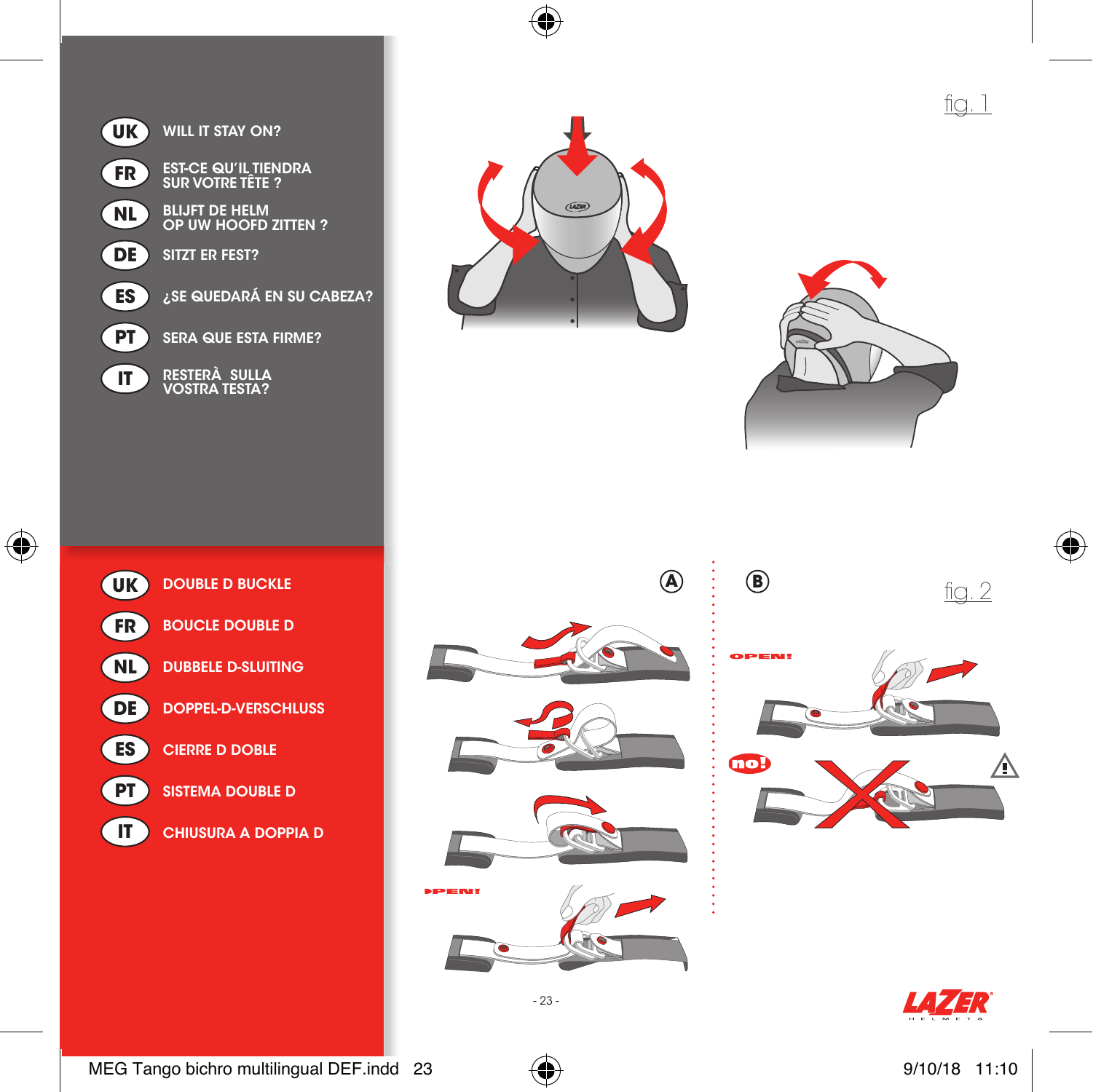fig. 1

UK WILL IT STAY ON?

FR EST-CE QU'IL TIENDRA SUR VOTRE TÊTE ?

NL BLIJFT DE HELM OP UW HOOFD ZITTEN ?

DE SITZT ER FEST?

ES ¿SE QUEDARÁ EN SU CABEZA?

PT SERA QUE ESTA FIRME?

IT RESTERÀ SULLA VOSTRA TESTA?

fig. 2

UK DOUBLE D BUCKLE

FR BOUCLE DOUBLE D

NL DUBBELE D-SLUITING

DE DOPPEL-D-VERSCHLUSS

ES CIERRE D DOBLE

PT SISTEMA DOUBLE D

IT CHIUSURA A DOPPIA D

A

B

OPEN!

OPEN!

no!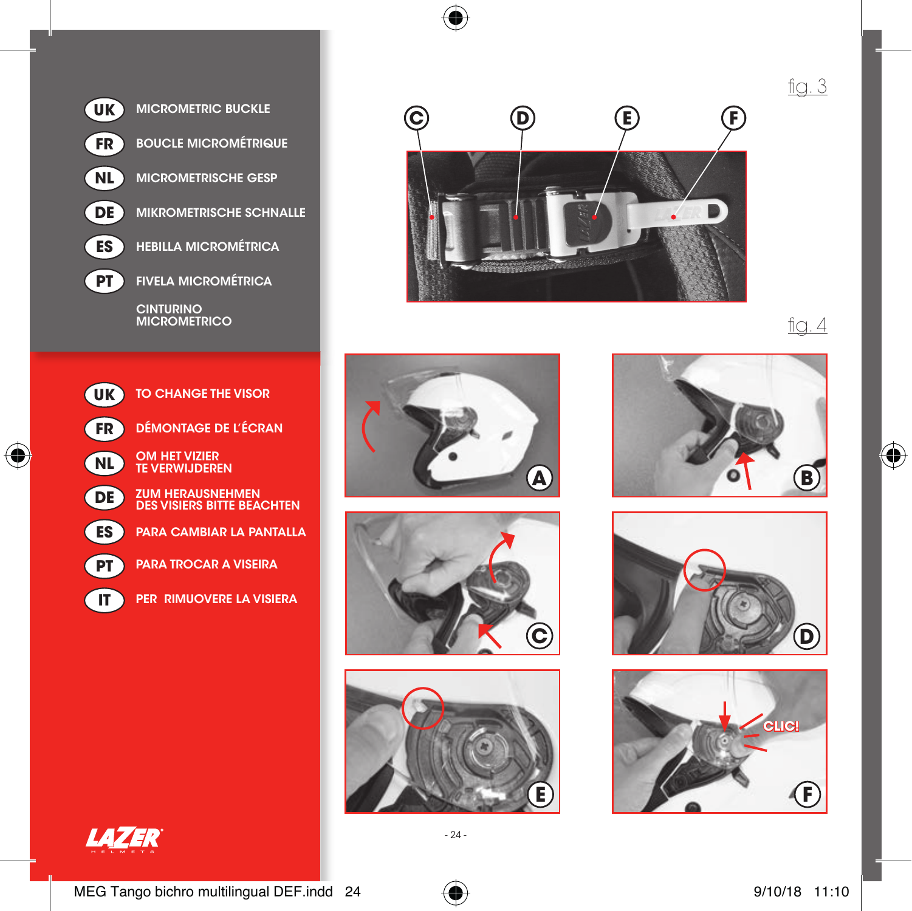**UK** MICROMETRIC BUCKLE

**FR** BOUCLE MICROMÉTRIQUE

**NL** MICROMETRISCHE GESP

**DE** MIKROMETRISCHE SCHNALLE

**ES** HEBILLA MICROMÉTRICA

**PT** FIVELA MICROMÉTRICA

CINTURINO MICROMETRICO

**UK** TO CHANGE THE VISOR

**FR** DÉMONTAGE DE L'ÉCRAN

**NL** OM HET VIZIER TE VERWIJDEREN

**DE** ZUM HERAUSNEHMEN DES VISIERS BITTE BEACHTEN

**ES** PARA CAMBIAR LA PANTALLA

**PT** PARA TROCAR A VISEIRA

**IT** PER RIMUOVERE LA VISIERA

fig. 3

C D E F

fig. 4

A B C D E F

CLIC!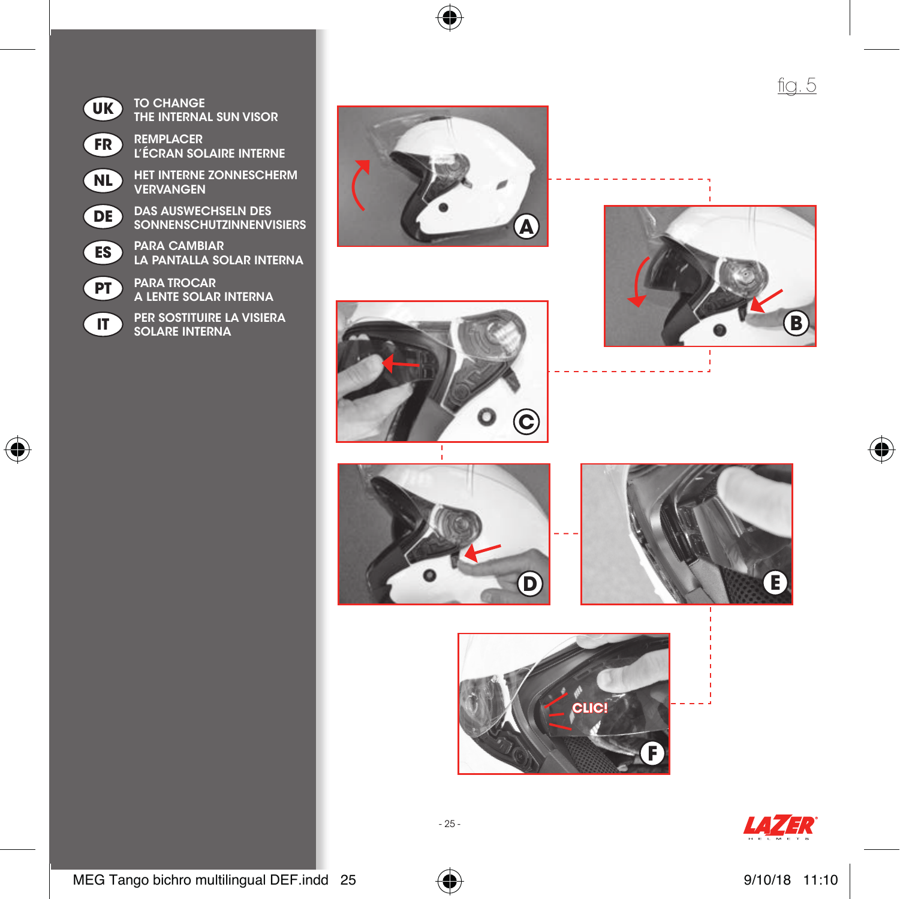**UK** TO CHANGE THE INTERNAL SUN VISOR

**FR** REMPLACER L'ÉCRAN SOLAIRE INTERNE

**NL** HET INTERNE ZONNESCHERM VERVANGEN

**DE** DAS AUSWECHSELN DES SONNENSCHUTZINNENVISIERS

**ES** PARA CAMBIAR LA PANTALLA SOLAR INTERNA

**PT** PARA TROCAR A LENTE SOLAR INTERNA

**IT** PER SOSTITUIRE LA VISIERA SOLARE INTERNA

fig. 5

A

B

C

D

E

CLIC!

F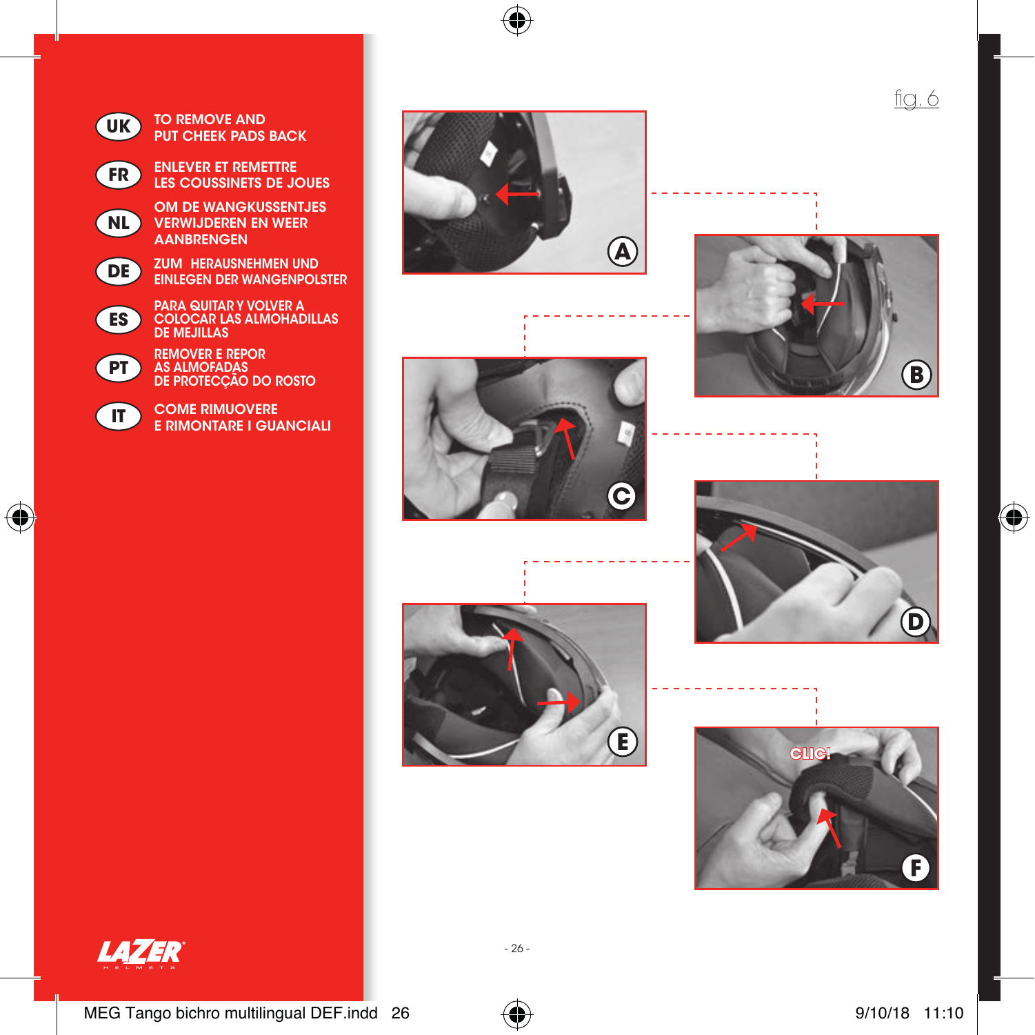fig. 6

**UK** TO REMOVE AND PUT CHEEK PADS BACK

**FR** ENLEVER ET REMETTRE LES COUSSINETS DE JOUES

**NL** OM DE WANGKUSSENTJES VERWIJDEREN EN WEER AANBRENGEN

**DE** ZUM HERAUSNEHMEN UND EINLEGEN DER WANGENPOLSTER

**ES** PARA QUITAR Y VOLVER A COLOCAR LAS ALMOHADILLAS DE MEJILLAS

**PT** REMOVER E REPOR AS ALMOFADAS DE PROTECÇÃO DO ROSTO

**IT** COME RIMUOVERE E RIMONTARE I GUANCIALI

A

B

C

D

E

CLIC!

F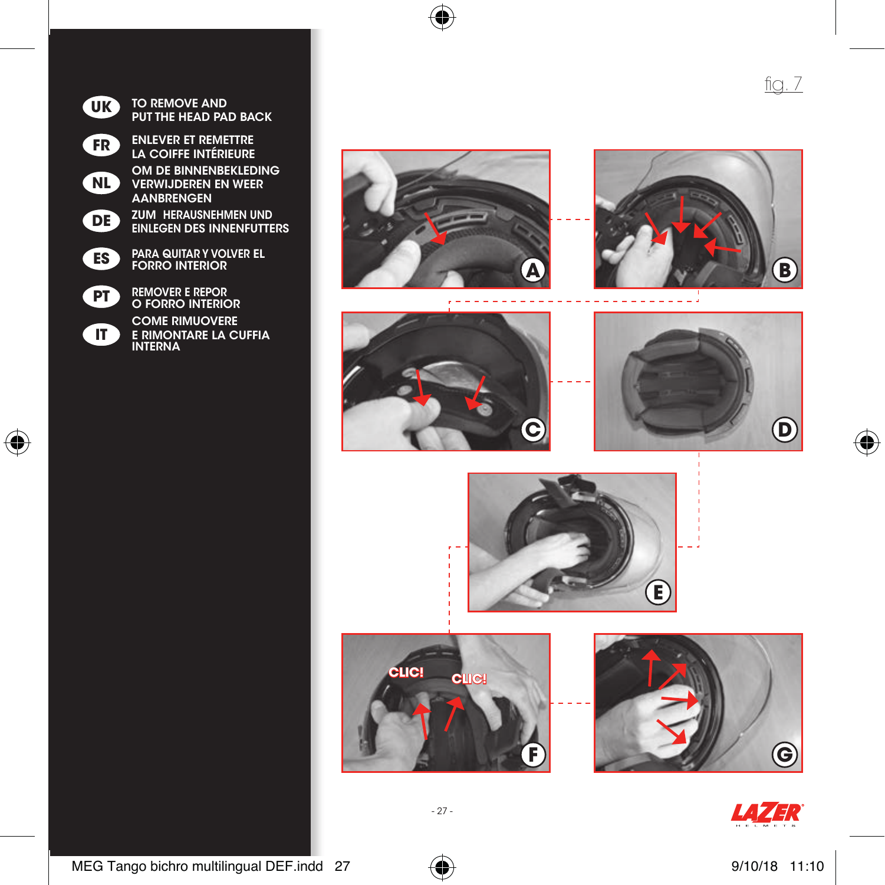**UK** TO REMOVE AND PUT THE HEAD PAD BACK

**FR** ENLEVER ET REMETTRE LA COIFFE INTÉRIEURE

**NL** OM DE BINNENBEKLEDING VERWIJDEREN EN WEER AANBRENGEN

**DE** ZUM HERAUSNEHMEN UND EINLEGEN DES INNENFUTTERS

**ES** PARA QUITAR Y VOLVER EL FORRO INTERIOR

**PT** REMOVER E REPOR O FORRO INTERIOR

**IT** COME RIMUOVERE E RIMONTARE LA CUFFIA INTERNA

fig. 7

A

B

C

D

E

CLIC! CLIC!

F

G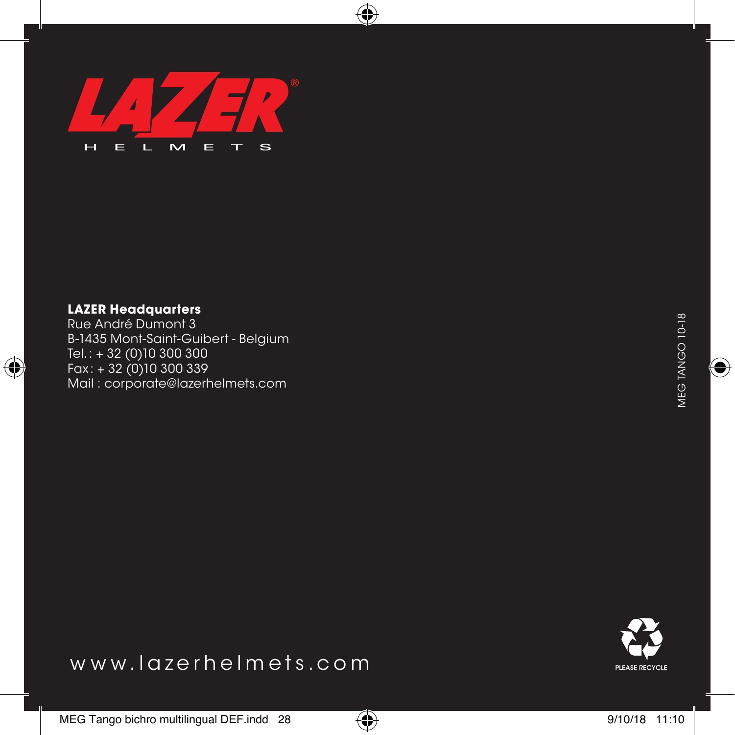LAZER®

H E L M E T S

**LAZER Headquarters**
Rue André Dumont 3
B-1435 Mont-Saint-Guibert - Belgium
Tel. : + 32 (0)10 300 300
Fax : + 32 (0)10 300 339
Mail : corporate@lazerhelmets.com

MEG TANGO 10-18

www.lazerhelmets.com

PLEASE RECYCLE